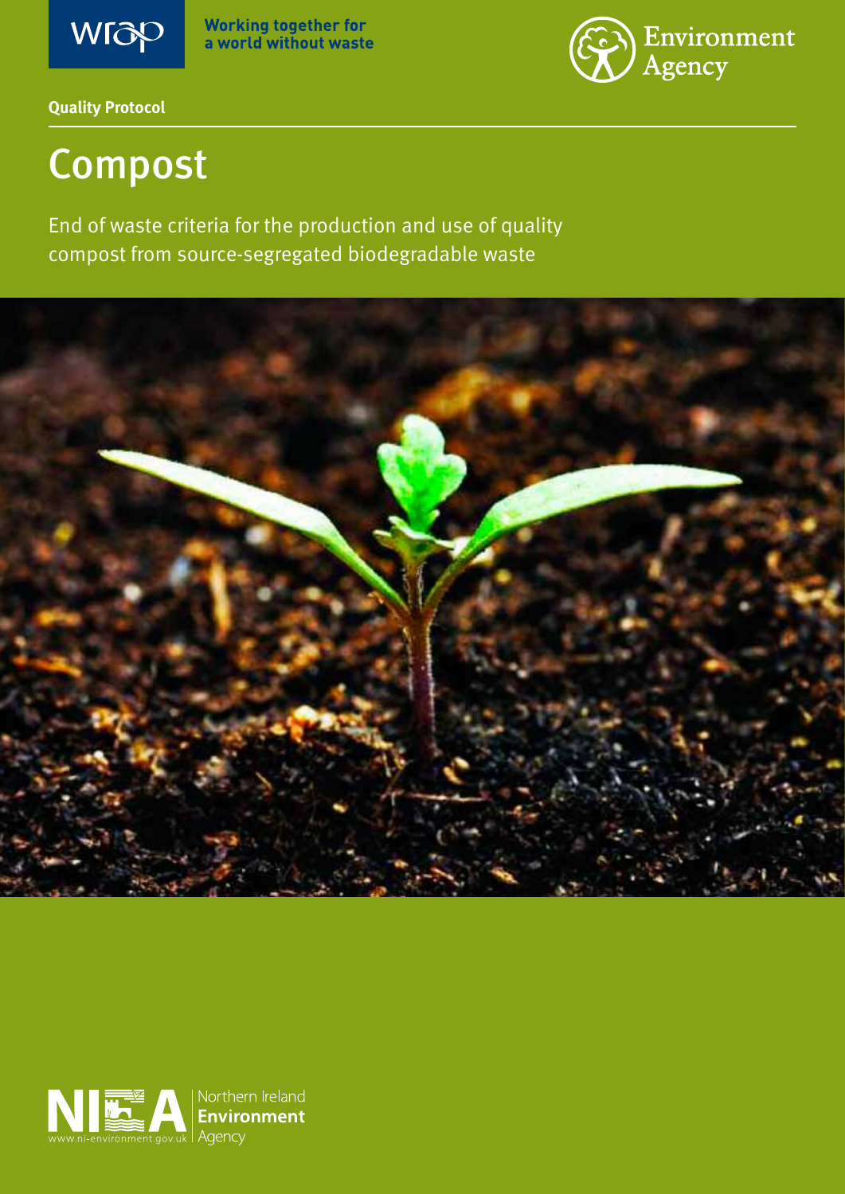wrap

Working together for a world without waste

Environment Agency

**Quality Protocol**

# Compost

End of waste criteria for the production and use of quality compost from source-segregated biodegradable waste

NIEA

www.ni-environment.gov.uk

Northern Ireland **Environment** Agency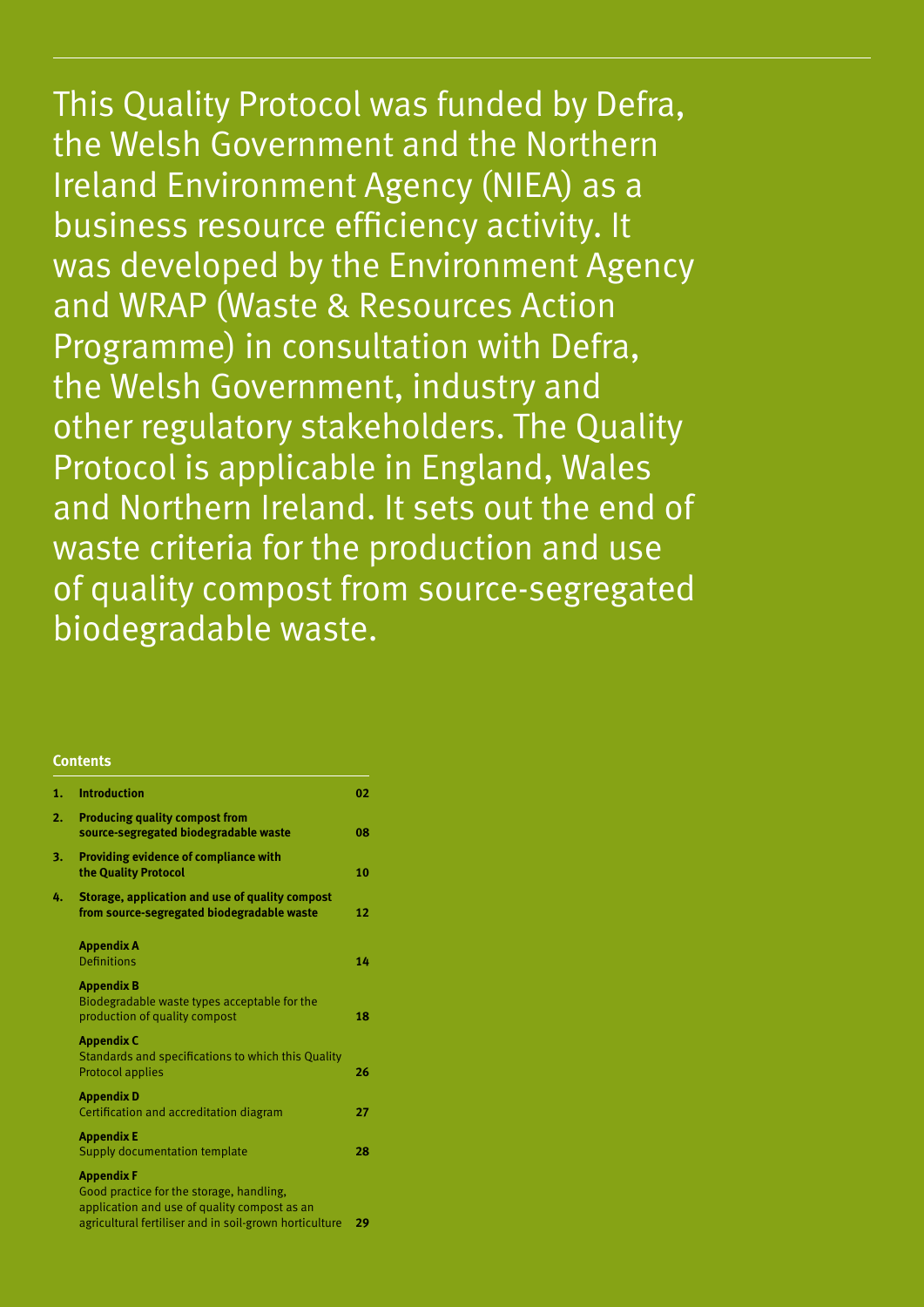This Quality Protocol was funded by Defra, the Welsh Government and the Northern Ireland Environment Agency (NIEA) as a business resource efficiency activity. It was developed by the Environment Agency and WRAP (Waste & Resources Action Programme) in consultation with Defra, the Welsh Government, industry and other regulatory stakeholders. The Quality Protocol is applicable in England, Wales and Northern Ireland. It sets out the end of waste criteria for the production and use of quality compost from source-segregated biodegradable waste.

**Contents**

| | | |
|---|---|---|
| **1.** | **Introduction** | **02** |
| **2.** | **Producing quality compost from source-segregated biodegradable waste** | **08** |
| **3.** | **Providing evidence of compliance with the Quality Protocol** | **10** |
| **4.** | **Storage, application and use of quality compost from source-segregated biodegradable waste** | **12** |
| | **Appendix A** Definitions | **14** |
| | **Appendix B** Biodegradable waste types acceptable for the production of quality compost | **18** |
| | **Appendix C** Standards and specifications to which this Quality Protocol applies | **26** |
| | **Appendix D** Certification and accreditation diagram | **27** |
| | **Appendix E** Supply documentation template | **28** |
| | **Appendix F** Good practice for the storage, handling, application and use of quality compost as an agricultural fertiliser and in soil-grown horticulture | **29** |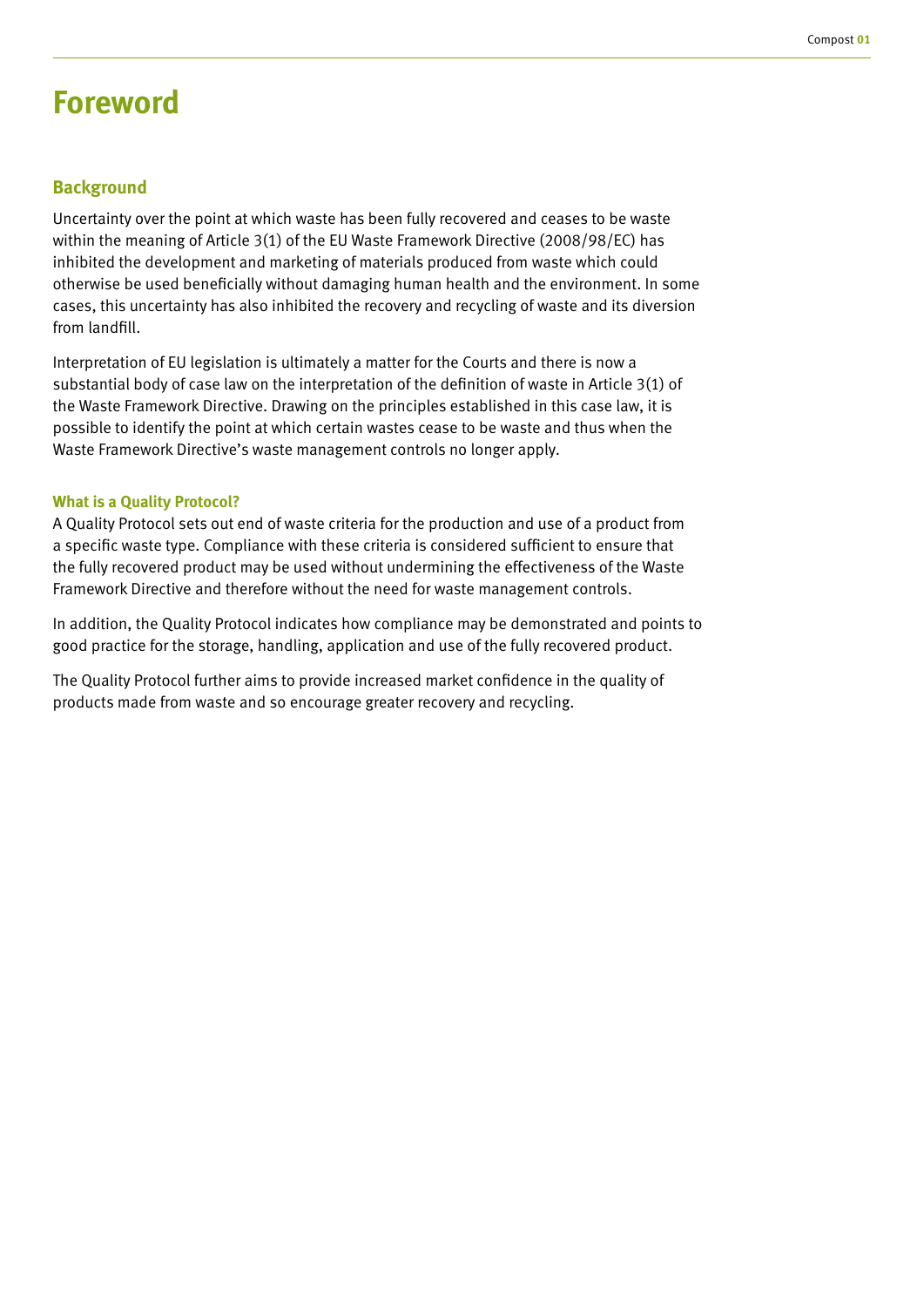# Foreword

## Background

Uncertainty over the point at which waste has been fully recovered and ceases to be waste within the meaning of Article 3(1) of the EU Waste Framework Directive (2008/98/EC) has inhibited the development and marketing of materials produced from waste which could otherwise be used beneficially without damaging human health and the environment. In some cases, this uncertainty has also inhibited the recovery and recycling of waste and its diversion from landfill.

Interpretation of EU legislation is ultimately a matter for the Courts and there is now a substantial body of case law on the interpretation of the definition of waste in Article 3(1) of the Waste Framework Directive. Drawing on the principles established in this case law, it is possible to identify the point at which certain wastes cease to be waste and thus when the Waste Framework Directive's waste management controls no longer apply.

### What is a Quality Protocol?

A Quality Protocol sets out end of waste criteria for the production and use of a product from a specific waste type. Compliance with these criteria is considered sufficient to ensure that the fully recovered product may be used without undermining the effectiveness of the Waste Framework Directive and therefore without the need for waste management controls.

In addition, the Quality Protocol indicates how compliance may be demonstrated and points to good practice for the storage, handling, application and use of the fully recovered product.

The Quality Protocol further aims to provide increased market confidence in the quality of products made from waste and so encourage greater recovery and recycling.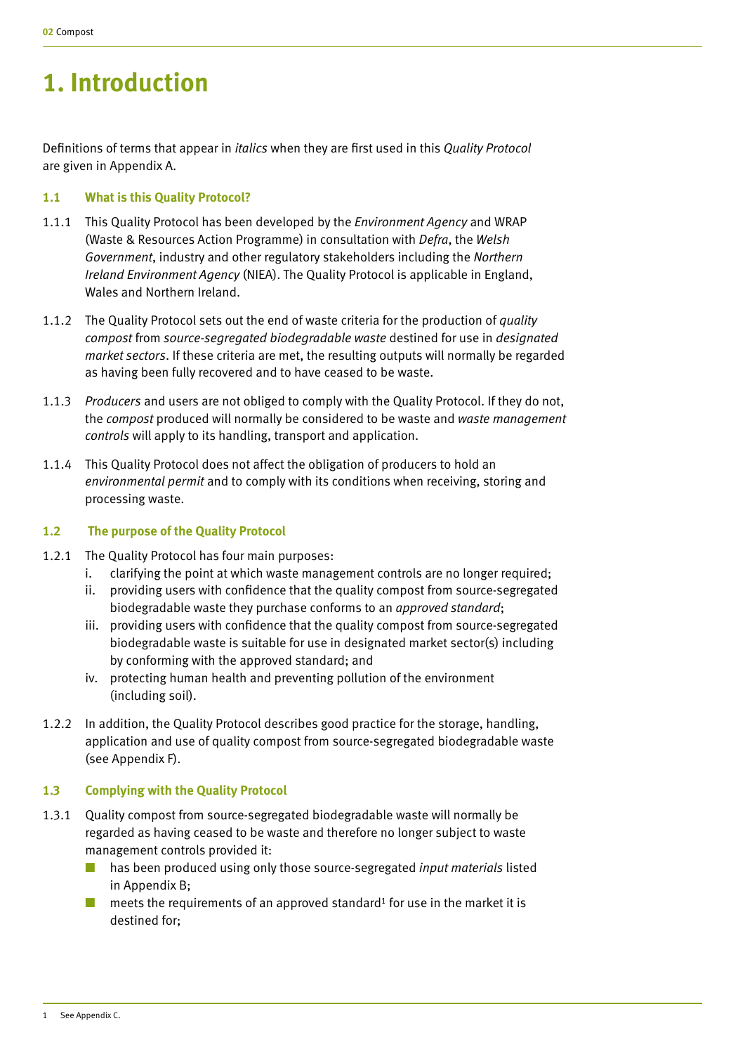# 1. Introduction

Definitions of terms that appear in *italics* when they are first used in this *Quality Protocol* are given in Appendix A.

### 1.1 What is this Quality Protocol?

1.1.1 This Quality Protocol has been developed by the *Environment Agency* and WRAP (Waste & Resources Action Programme) in consultation with *Defra*, the *Welsh Government*, industry and other regulatory stakeholders including the *Northern Ireland Environment Agency* (NIEA). The Quality Protocol is applicable in England, Wales and Northern Ireland.

1.1.2 The Quality Protocol sets out the end of waste criteria for the production of *quality compost* from *source-segregated biodegradable waste* destined for use in *designated market sectors*. If these criteria are met, the resulting outputs will normally be regarded as having been fully recovered and to have ceased to be waste.

1.1.3 *Producers* and users are not obliged to comply with the Quality Protocol. If they do not, the *compost* produced will normally be considered to be waste and *waste management controls* will apply to its handling, transport and application.

1.1.4 This Quality Protocol does not affect the obligation of producers to hold an *environmental permit* and to comply with its conditions when receiving, storing and processing waste.

### 1.2 The purpose of the Quality Protocol

1.2.1 The Quality Protocol has four main purposes:

i. clarifying the point at which waste management controls are no longer required;
ii. providing users with confidence that the quality compost from source-segregated biodegradable waste they purchase conforms to an *approved standard*;
iii. providing users with confidence that the quality compost from source-segregated biodegradable waste is suitable for use in designated market sector(s) including by conforming with the approved standard; and
iv. protecting human health and preventing pollution of the environment (including soil).

1.2.2 In addition, the Quality Protocol describes good practice for the storage, handling, application and use of quality compost from source-segregated biodegradable waste (see Appendix F).

### 1.3 Complying with the Quality Protocol

1.3.1 Quality compost from source-segregated biodegradable waste will normally be regarded as having ceased to be waste and therefore no longer subject to waste management controls provided it:

- has been produced using only those source-segregated *input materials* listed in Appendix B;
- meets the requirements of an approved standard[1] for use in the market it is destined for;

1 See Appendix C.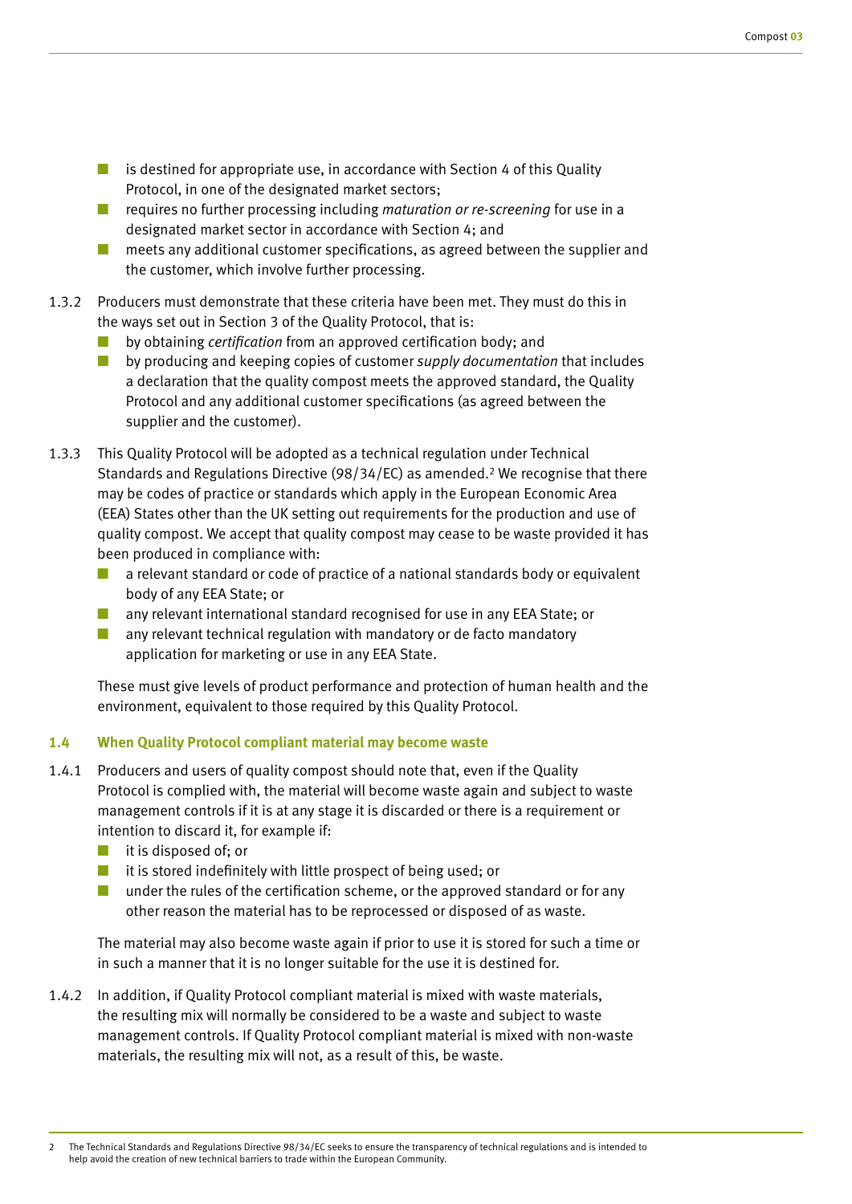- is destined for appropriate use, in accordance with Section 4 of this Quality Protocol, in one of the designated market sectors;
- requires no further processing including *maturation or re-screening* for use in a designated market sector in accordance with Section 4; and
- meets any additional customer specifications, as agreed between the supplier and the customer, which involve further processing.

1.3.2 Producers must demonstrate that these criteria have been met. They must do this in the ways set out in Section 3 of the Quality Protocol, that is:

- by obtaining *certification* from an approved certification body; and
- by producing and keeping copies of customer *supply documentation* that includes a declaration that the quality compost meets the approved standard, the Quality Protocol and any additional customer specifications (as agreed between the supplier and the customer).

1.3.3 This Quality Protocol will be adopted as a technical regulation under Technical Standards and Regulations Directive (98/34/EC) as amended.[2] We recognise that there may be codes of practice or standards which apply in the European Economic Area (EEA) States other than the UK setting out requirements for the production and use of quality compost. We accept that quality compost may cease to be waste provided it has been produced in compliance with:

- a relevant standard or code of practice of a national standards body or equivalent body of any EEA State; or
- any relevant international standard recognised for use in any EEA State; or
- any relevant technical regulation with mandatory or de facto mandatory application for marketing or use in any EEA State.

These must give levels of product performance and protection of human health and the environment, equivalent to those required by this Quality Protocol.

### 1.4 When Quality Protocol compliant material may become waste

1.4.1 Producers and users of quality compost should note that, even if the Quality Protocol is complied with, the material will become waste again and subject to waste management controls if it is at any stage it is discarded or there is a requirement or intention to discard it, for example if:

- it is disposed of; or
- it is stored indefinitely with little prospect of being used; or
- under the rules of the certification scheme, or the approved standard or for any other reason the material has to be reprocessed or disposed of as waste.

The material may also become waste again if prior to use it is stored for such a time or in such a manner that it is no longer suitable for the use it is destined for.

1.4.2 In addition, if Quality Protocol compliant material is mixed with waste materials, the resulting mix will normally be considered to be a waste and subject to waste management controls. If Quality Protocol compliant material is mixed with non-waste materials, the resulting mix will not, as a result of this, be waste.

---

2 The Technical Standards and Regulations Directive 98/34/EC seeks to ensure the transparency of technical regulations and is intended to help avoid the creation of new technical barriers to trade within the European Community.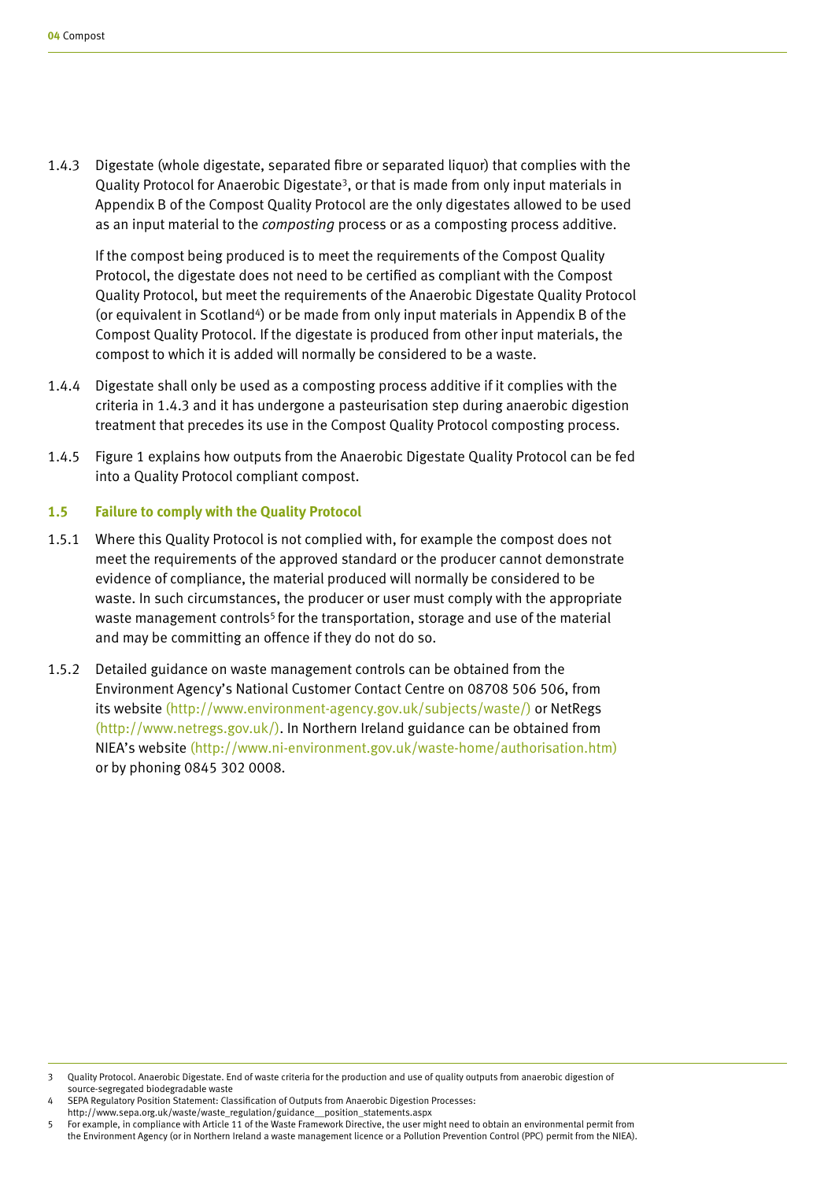1.4.3 Digestate (whole digestate, separated fibre or separated liquor) that complies with the Quality Protocol for Anaerobic Digestate[3], or that is made from only input materials in Appendix B of the Compost Quality Protocol are the only digestates allowed to be used as an input material to the *composting* process or as a composting process additive.

If the compost being produced is to meet the requirements of the Compost Quality Protocol, the digestate does not need to be certified as compliant with the Compost Quality Protocol, but meet the requirements of the Anaerobic Digestate Quality Protocol (or equivalent in Scotland[4]) or be made from only input materials in Appendix B of the Compost Quality Protocol. If the digestate is produced from other input materials, the compost to which it is added will normally be considered to be a waste.

1.4.4 Digestate shall only be used as a composting process additive if it complies with the criteria in 1.4.3 and it has undergone a pasteurisation step during anaerobic digestion treatment that precedes its use in the Compost Quality Protocol composting process.

1.4.5 Figure 1 explains how outputs from the Anaerobic Digestate Quality Protocol can be fed into a Quality Protocol compliant compost.

### 1.5 Failure to comply with the Quality Protocol

1.5.1 Where this Quality Protocol is not complied with, for example the compost does not meet the requirements of the approved standard or the producer cannot demonstrate evidence of compliance, the material produced will normally be considered to be waste. In such circumstances, the producer or user must comply with the appropriate waste management controls[5] for the transportation, storage and use of the material and may be committing an offence if they do not do so.

1.5.2 Detailed guidance on waste management controls can be obtained from the Environment Agency's National Customer Contact Centre on 08708 506 506, from its website (http://www.environment-agency.gov.uk/subjects/waste/) or NetRegs (http://www.netregs.gov.uk/). In Northern Ireland guidance can be obtained from NIEA's website (http://www.ni-environment.gov.uk/waste-home/authorisation.htm) or by phoning 0845 302 0008.

---

3 Quality Protocol. Anaerobic Digestate. End of waste criteria for the production and use of quality outputs from anaerobic digestion of source-segregated biodegradable waste

4 SEPA Regulatory Position Statement: Classification of Outputs from Anaerobic Digestion Processes: http://www.sepa.org.uk/waste/waste_regulation/guidance__position_statements.aspx

5 For example, in compliance with Article 11 of the Waste Framework Directive, the user might need to obtain an environmental permit from the Environment Agency (or in Northern Ireland a waste management licence or a Pollution Prevention Control (PPC) permit from the NIEA).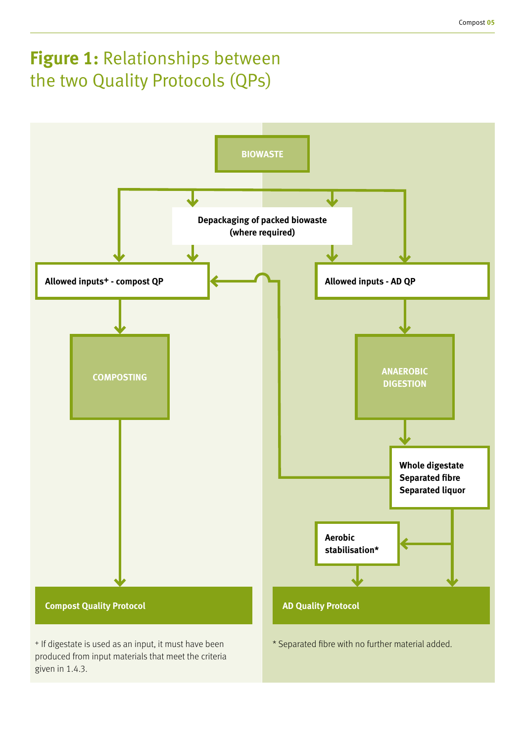# **Figure 1:** Relationships between the two Quality Protocols (QPs)

BIOWASTE

Depackaging of packed biowaste (where required)

Allowed inputs+ - compost QP

Allowed inputs - AD QP

COMPOSTING

ANAEROBIC DIGESTION

Whole digestate
Separated fibre
Separated liquor

Aerobic stabilisation*

Compost Quality Protocol

AD Quality Protocol

+ If digestate is used as an input, it must have been produced from input materials that meet the criteria given in 1.4.3.

* Separated fibre with no further material added.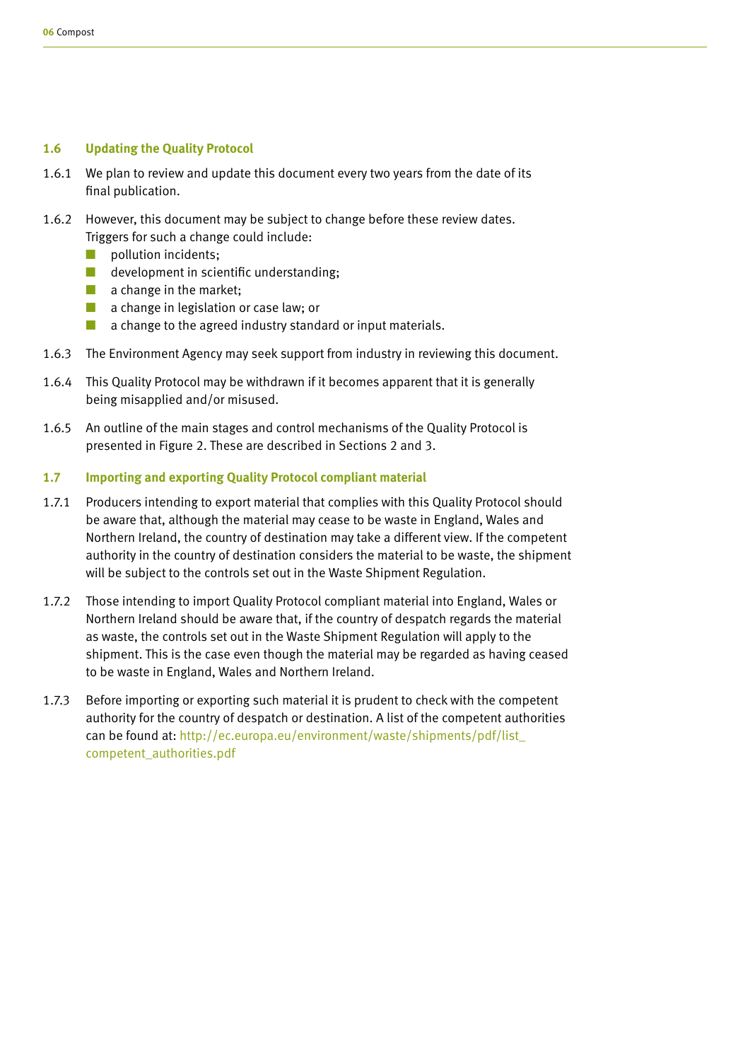## 1.6 Updating the Quality Protocol

1.6.1 We plan to review and update this document every two years from the date of its final publication.

1.6.2 However, this document may be subject to change before these review dates. Triggers for such a change could include:

- pollution incidents;
- development in scientific understanding;
- a change in the market;
- a change in legislation or case law; or
- a change to the agreed industry standard or input materials.

1.6.3 The Environment Agency may seek support from industry in reviewing this document.

1.6.4 This Quality Protocol may be withdrawn if it becomes apparent that it is generally being misapplied and/or misused.

1.6.5 An outline of the main stages and control mechanisms of the Quality Protocol is presented in Figure 2. These are described in Sections 2 and 3.

## 1.7 Importing and exporting Quality Protocol compliant material

1.7.1 Producers intending to export material that complies with this Quality Protocol should be aware that, although the material may cease to be waste in England, Wales and Northern Ireland, the country of destination may take a different view. If the competent authority in the country of destination considers the material to be waste, the shipment will be subject to the controls set out in the Waste Shipment Regulation.

1.7.2 Those intending to import Quality Protocol compliant material into England, Wales or Northern Ireland should be aware that, if the country of despatch regards the material as waste, the controls set out in the Waste Shipment Regulation will apply to the shipment. This is the case even though the material may be regarded as having ceased to be waste in England, Wales and Northern Ireland.

1.7.3 Before importing or exporting such material it is prudent to check with the competent authority for the country of despatch or destination. A list of the competent authorities can be found at: http://ec.europa.eu/environment/waste/shipments/pdf/list_competent_authorities.pdf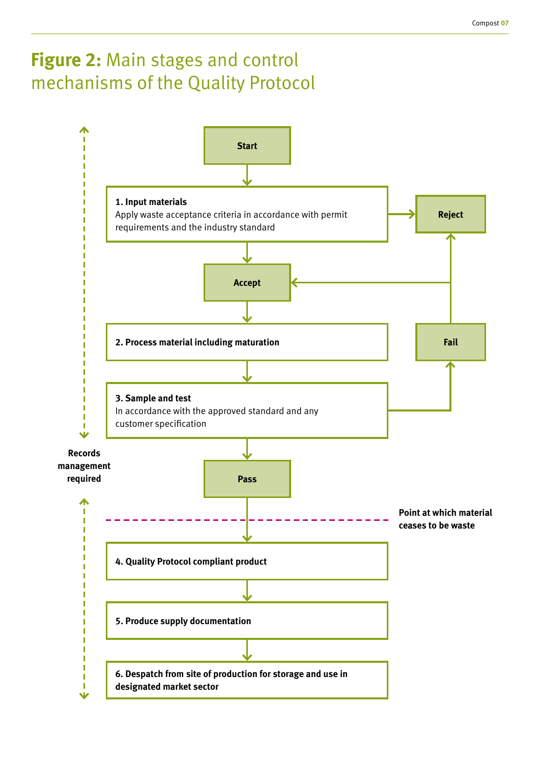# **Figure 2:** Main stages and control mechanisms of the Quality Protocol

**Start**

**1. Input materials**
Apply waste acceptance criteria in accordance with permit requirements and the industry standard

**Reject**

**Accept**

**2. Process material including maturation**

**Fail**

**3. Sample and test**
In accordance with the approved standard and any customer specification

**Records management required**

**Pass**

**Point at which material ceases to be waste**

**4. Quality Protocol compliant product**

**5. Produce supply documentation**

**6. Despatch from site of production for storage and use in designated market sector**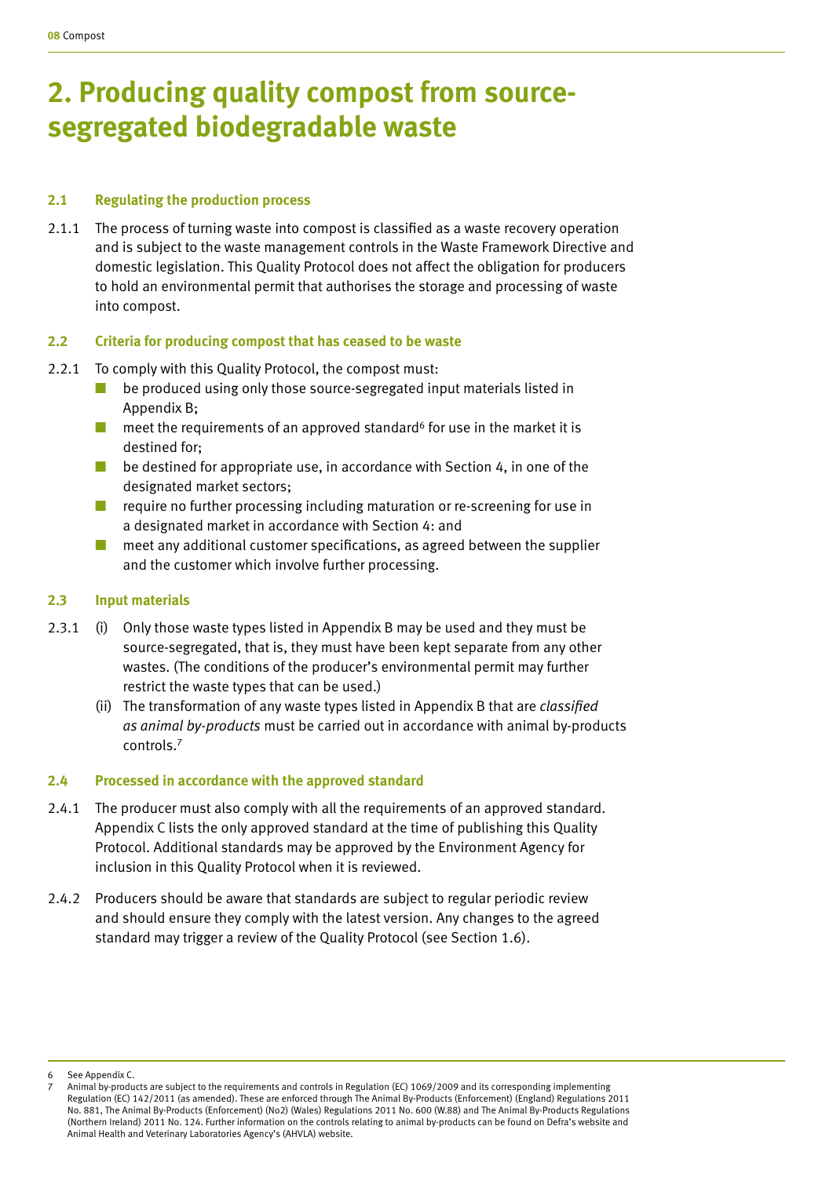# 2. Producing quality compost from source-segregated biodegradable waste

### 2.1 Regulating the production process

2.1.1 The process of turning waste into compost is classified as a waste recovery operation and is subject to the waste management controls in the Waste Framework Directive and domestic legislation. This Quality Protocol does not affect the obligation for producers to hold an environmental permit that authorises the storage and processing of waste into compost.

### 2.2 Criteria for producing compost that has ceased to be waste

2.2.1 To comply with this Quality Protocol, the compost must:

- be produced using only those source-segregated input materials listed in Appendix B;
- meet the requirements of an approved standard[6] for use in the market it is destined for;
- be destined for appropriate use, in accordance with Section 4, in one of the designated market sectors;
- require no further processing including maturation or re-screening for use in a designated market in accordance with Section 4: and
- meet any additional customer specifications, as agreed between the supplier and the customer which involve further processing.

### 2.3 Input materials

2.3.1 (i) Only those waste types listed in Appendix B may be used and they must be source-segregated, that is, they must have been kept separate from any other wastes. (The conditions of the producer's environmental permit may further restrict the waste types that can be used.)

(ii) The transformation of any waste types listed in Appendix B that are *classified as animal by-products* must be carried out in accordance with animal by-products controls.[7]

### 2.4 Processed in accordance with the approved standard

2.4.1 The producer must also comply with all the requirements of an approved standard. Appendix C lists the only approved standard at the time of publishing this Quality Protocol. Additional standards may be approved by the Environment Agency for inclusion in this Quality Protocol when it is reviewed.

2.4.2 Producers should be aware that standards are subject to regular periodic review and should ensure they comply with the latest version. Any changes to the agreed standard may trigger a review of the Quality Protocol (see Section 1.6).

---

6 See Appendix C.

7 Animal by-products are subject to the requirements and controls in Regulation (EC) 1069/2009 and its corresponding implementing Regulation (EC) 142/2011 (as amended). These are enforced through The Animal By-Products (Enforcement) (England) Regulations 2011 No. 881, The Animal By-Products (Enforcement) (No2) (Wales) Regulations 2011 No. 600 (W.88) and The Animal By-Products Regulations (Northern Ireland) 2011 No. 124. Further information on the controls relating to animal by-products can be found on Defra's website and Animal Health and Veterinary Laboratories Agency's (AHVLA) website.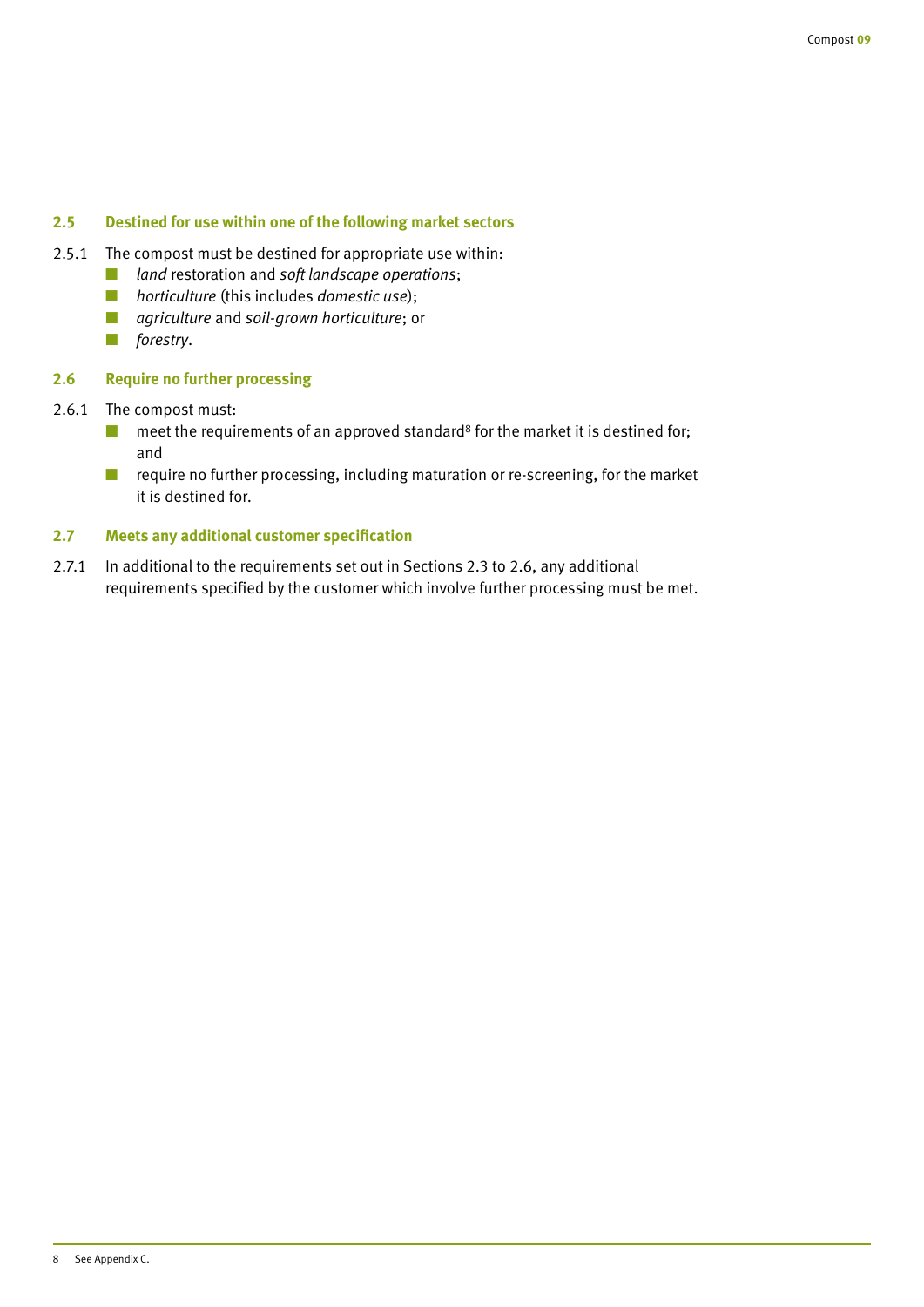### 2.5 Destined for use within one of the following market sectors

2.5.1 The compost must be destined for appropriate use within:

- *land* restoration and *soft landscape operations*;
- *horticulture* (this includes *domestic use*);
- *agriculture* and *soil-grown horticulture*; or
- *forestry*.

### 2.6 Require no further processing

2.6.1 The compost must:

- meet the requirements of an approved standard[8] for the market it is destined for; and
- require no further processing, including maturation or re-screening, for the market it is destined for.

### 2.7 Meets any additional customer specification

2.7.1 In additional to the requirements set out in Sections 2.3 to 2.6, any additional requirements specified by the customer which involve further processing must be met.

8 See Appendix C.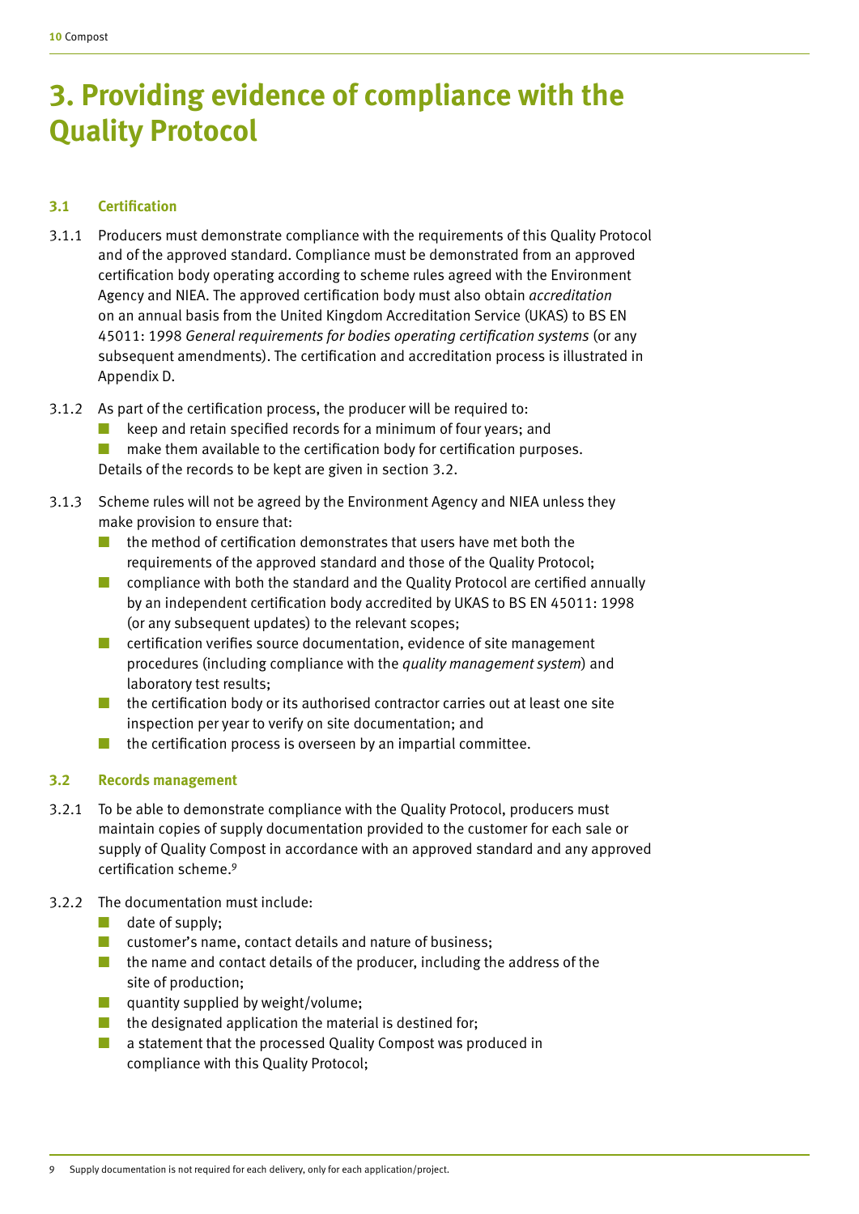# 3. Providing evidence of compliance with the Quality Protocol

### 3.1 Certification

3.1.1 Producers must demonstrate compliance with the requirements of this Quality Protocol and of the approved standard. Compliance must be demonstrated from an approved certification body operating according to scheme rules agreed with the Environment Agency and NIEA. The approved certification body must also obtain *accreditation* on an annual basis from the United Kingdom Accreditation Service (UKAS) to BS EN 45011: 1998 *General requirements for bodies operating certification systems* (or any subsequent amendments). The certification and accreditation process is illustrated in Appendix D.

3.1.2 As part of the certification process, the producer will be required to:

- keep and retain specified records for a minimum of four years; and
- make them available to the certification body for certification purposes.

Details of the records to be kept are given in section 3.2.

3.1.3 Scheme rules will not be agreed by the Environment Agency and NIEA unless they make provision to ensure that:

- the method of certification demonstrates that users have met both the requirements of the approved standard and those of the Quality Protocol;
- compliance with both the standard and the Quality Protocol are certified annually by an independent certification body accredited by UKAS to BS EN 45011: 1998 (or any subsequent updates) to the relevant scopes;
- certification verifies source documentation, evidence of site management procedures (including compliance with the *quality management system*) and laboratory test results;
- the certification body or its authorised contractor carries out at least one site inspection per year to verify on site documentation; and
- the certification process is overseen by an impartial committee.

### 3.2 Records management

3.2.1 To be able to demonstrate compliance with the Quality Protocol, producers must maintain copies of supply documentation provided to the customer for each sale or supply of Quality Compost in accordance with an approved standard and any approved certification scheme.[9]

3.2.2 The documentation must include:

- date of supply;
- customer's name, contact details and nature of business;
- the name and contact details of the producer, including the address of the site of production;
- quantity supplied by weight/volume;
- the designated application the material is destined for;
- a statement that the processed Quality Compost was produced in compliance with this Quality Protocol;

9 Supply documentation is not required for each delivery, only for each application/project.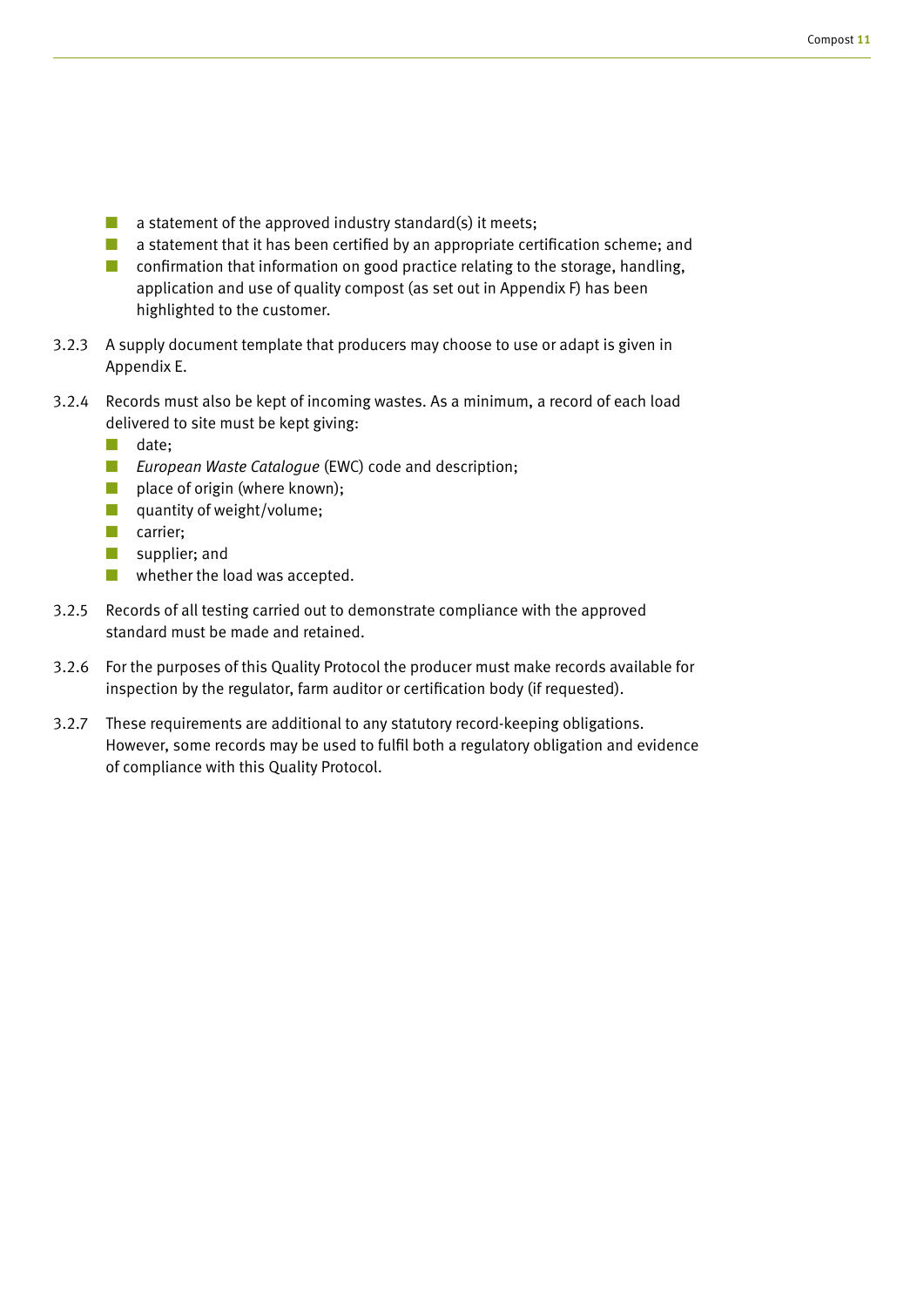- a statement of the approved industry standard(s) it meets;
- a statement that it has been certified by an appropriate certification scheme; and
- confirmation that information on good practice relating to the storage, handling, application and use of quality compost (as set out in Appendix F) has been highlighted to the customer.

3.2.3 A supply document template that producers may choose to use or adapt is given in Appendix E.

3.2.4 Records must also be kept of incoming wastes. As a minimum, a record of each load delivered to site must be kept giving:

- date;
- *European Waste Catalogue* (EWC) code and description;
- place of origin (where known);
- quantity of weight/volume;
- carrier;
- supplier; and
- whether the load was accepted.

3.2.5 Records of all testing carried out to demonstrate compliance with the approved standard must be made and retained.

3.2.6 For the purposes of this Quality Protocol the producer must make records available for inspection by the regulator, farm auditor or certification body (if requested).

3.2.7 These requirements are additional to any statutory record-keeping obligations. However, some records may be used to fulfil both a regulatory obligation and evidence of compliance with this Quality Protocol.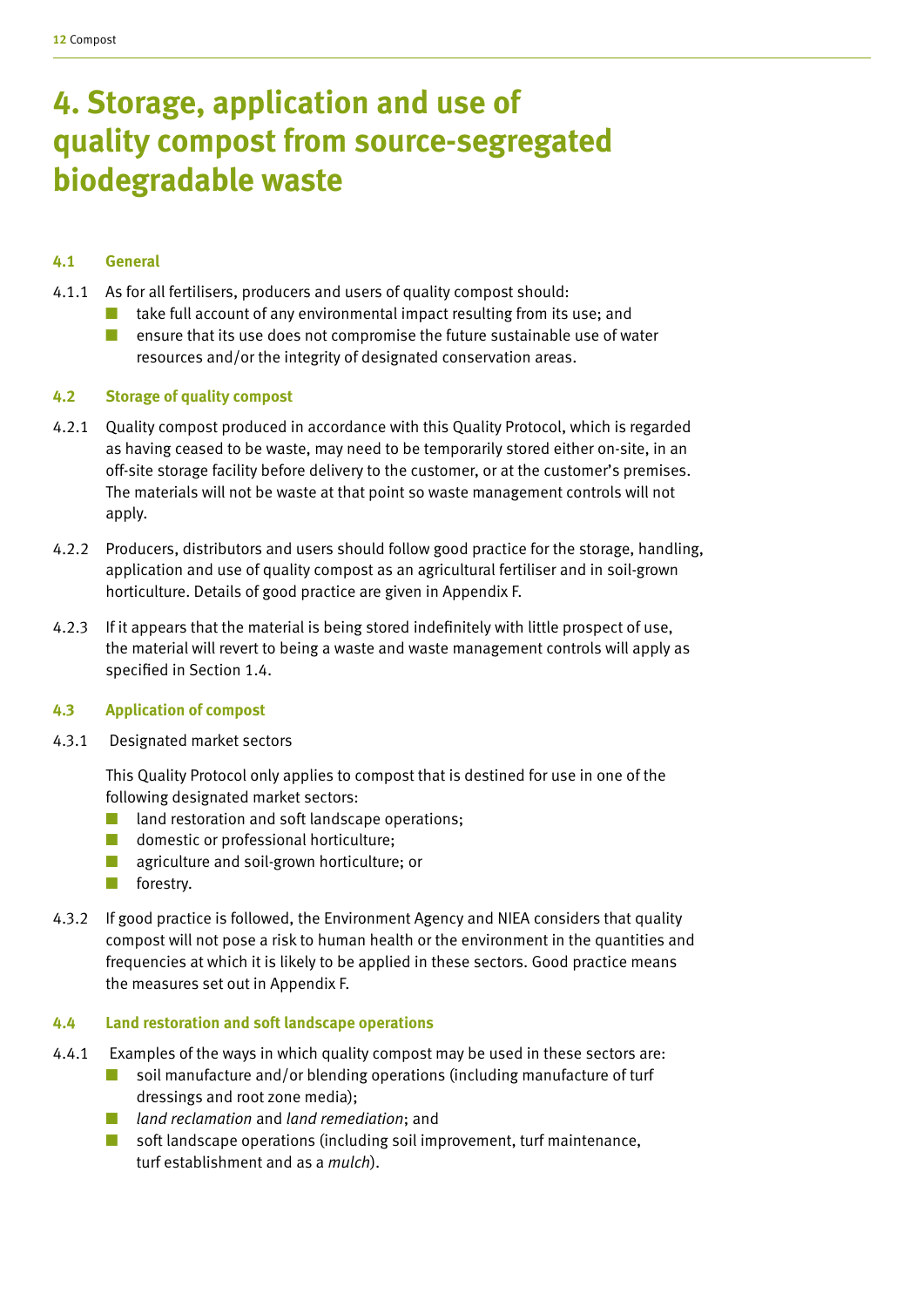# 4. Storage, application and use of quality compost from source-segregated biodegradable waste

## 4.1 General

4.1.1 As for all fertilisers, producers and users of quality compost should:

- take full account of any environmental impact resulting from its use; and
- ensure that its use does not compromise the future sustainable use of water resources and/or the integrity of designated conservation areas.

## 4.2 Storage of quality compost

4.2.1 Quality compost produced in accordance with this Quality Protocol, which is regarded as having ceased to be waste, may need to be temporarily stored either on-site, in an off-site storage facility before delivery to the customer, or at the customer's premises. The materials will not be waste at that point so waste management controls will not apply.

4.2.2 Producers, distributors and users should follow good practice for the storage, handling, application and use of quality compost as an agricultural fertiliser and in soil-grown horticulture. Details of good practice are given in Appendix F.

4.2.3 If it appears that the material is being stored indefinitely with little prospect of use, the material will revert to being a waste and waste management controls will apply as specified in Section 1.4.

## 4.3 Application of compost

4.3.1 Designated market sectors

This Quality Protocol only applies to compost that is destined for use in one of the following designated market sectors:

- land restoration and soft landscape operations;
- domestic or professional horticulture;
- agriculture and soil-grown horticulture; or
- forestry.

4.3.2 If good practice is followed, the Environment Agency and NIEA considers that quality compost will not pose a risk to human health or the environment in the quantities and frequencies at which it is likely to be applied in these sectors. Good practice means the measures set out in Appendix F.

## 4.4 Land restoration and soft landscape operations

4.4.1 Examples of the ways in which quality compost may be used in these sectors are:

- soil manufacture and/or blending operations (including manufacture of turf dressings and root zone media);
- *land reclamation* and *land remediation*; and
- soft landscape operations (including soil improvement, turf maintenance, turf establishment and as a *mulch*).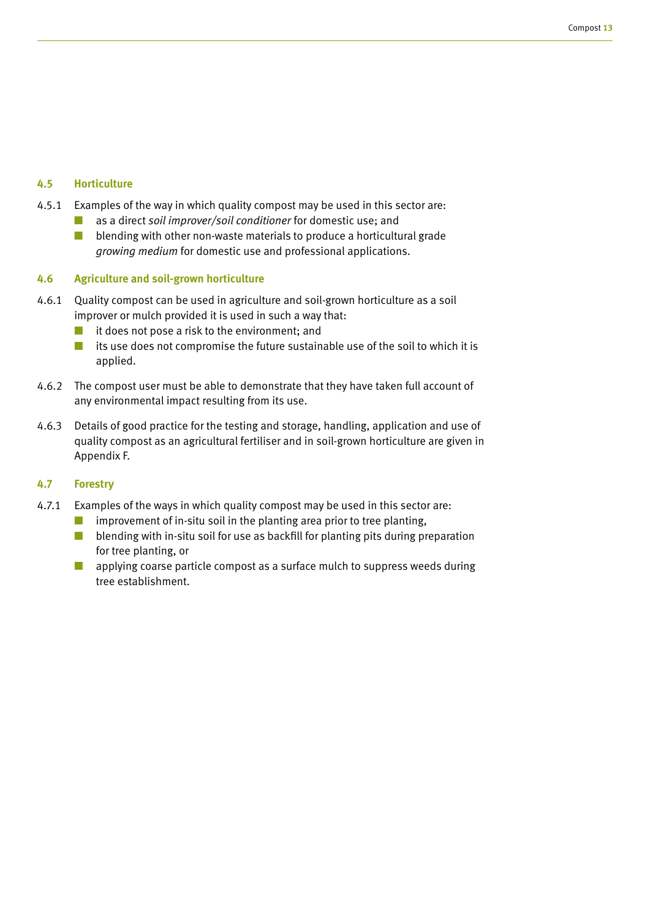### 4.5 Horticulture

4.5.1 Examples of the way in which quality compost may be used in this sector are:

- as a direct *soil improver/soil conditioner* for domestic use; and
- blending with other non-waste materials to produce a horticultural grade *growing medium* for domestic use and professional applications.

### 4.6 Agriculture and soil-grown horticulture

4.6.1 Quality compost can be used in agriculture and soil-grown horticulture as a soil improver or mulch provided it is used in such a way that:

- it does not pose a risk to the environment; and
- its use does not compromise the future sustainable use of the soil to which it is applied.

4.6.2 The compost user must be able to demonstrate that they have taken full account of any environmental impact resulting from its use.

4.6.3 Details of good practice for the testing and storage, handling, application and use of quality compost as an agricultural fertiliser and in soil-grown horticulture are given in Appendix F.

### 4.7 Forestry

4.7.1 Examples of the ways in which quality compost may be used in this sector are:

- improvement of in-situ soil in the planting area prior to tree planting,
- blending with in-situ soil for use as backfill for planting pits during preparation for tree planting, or
- applying coarse particle compost as a surface mulch to suppress weeds during tree establishment.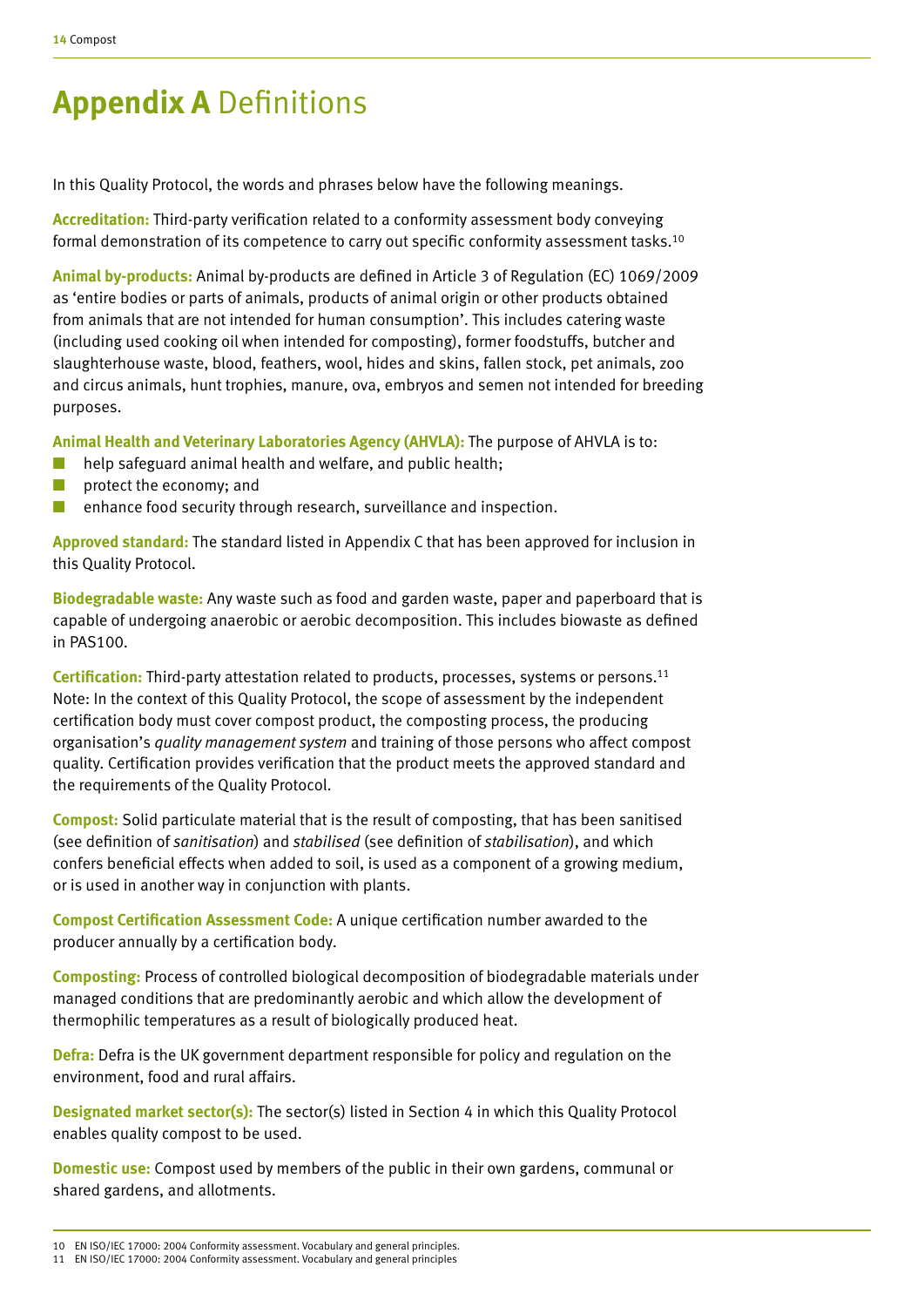# Appendix A Definitions

In this Quality Protocol, the words and phrases below have the following meanings.

**Accreditation:** Third-party verification related to a conformity assessment body conveying formal demonstration of its competence to carry out specific conformity assessment tasks.[10]

**Animal by-products:** Animal by-products are defined in Article 3 of Regulation (EC) 1069/2009 as 'entire bodies or parts of animals, products of animal origin or other products obtained from animals that are not intended for human consumption'. This includes catering waste (including used cooking oil when intended for composting), former foodstuffs, butcher and slaughterhouse waste, blood, feathers, wool, hides and skins, fallen stock, pet animals, zoo and circus animals, hunt trophies, manure, ova, embryos and semen not intended for breeding purposes.

**Animal Health and Veterinary Laboratories Agency (AHVLA):** The purpose of AHVLA is to:

- help safeguard animal health and welfare, and public health;
- protect the economy; and
- enhance food security through research, surveillance and inspection.

**Approved standard:** The standard listed in Appendix C that has been approved for inclusion in this Quality Protocol.

**Biodegradable waste:** Any waste such as food and garden waste, paper and paperboard that is capable of undergoing anaerobic or aerobic decomposition. This includes biowaste as defined in PAS100.

**Certification:** Third-party attestation related to products, processes, systems or persons.[11] Note: In the context of this Quality Protocol, the scope of assessment by the independent certification body must cover compost product, the composting process, the producing organisation's *quality management system* and training of those persons who affect compost quality. Certification provides verification that the product meets the approved standard and the requirements of the Quality Protocol.

**Compost:** Solid particulate material that is the result of composting, that has been sanitised (see definition of *sanitisation*) and *stabilised* (see definition of *stabilisation*), and which confers beneficial effects when added to soil, is used as a component of a growing medium, or is used in another way in conjunction with plants.

**Compost Certification Assessment Code:** A unique certification number awarded to the producer annually by a certification body.

**Composting:** Process of controlled biological decomposition of biodegradable materials under managed conditions that are predominantly aerobic and which allow the development of thermophilic temperatures as a result of biologically produced heat.

**Defra:** Defra is the UK government department responsible for policy and regulation on the environment, food and rural affairs.

**Designated market sector(s):** The sector(s) listed in Section 4 in which this Quality Protocol enables quality compost to be used.

**Domestic use:** Compost used by members of the public in their own gardens, communal or shared gardens, and allotments.

---

10 EN ISO/IEC 17000: 2004 Conformity assessment. Vocabulary and general principles.
11 EN ISO/IEC 17000: 2004 Conformity assessment. Vocabulary and general principles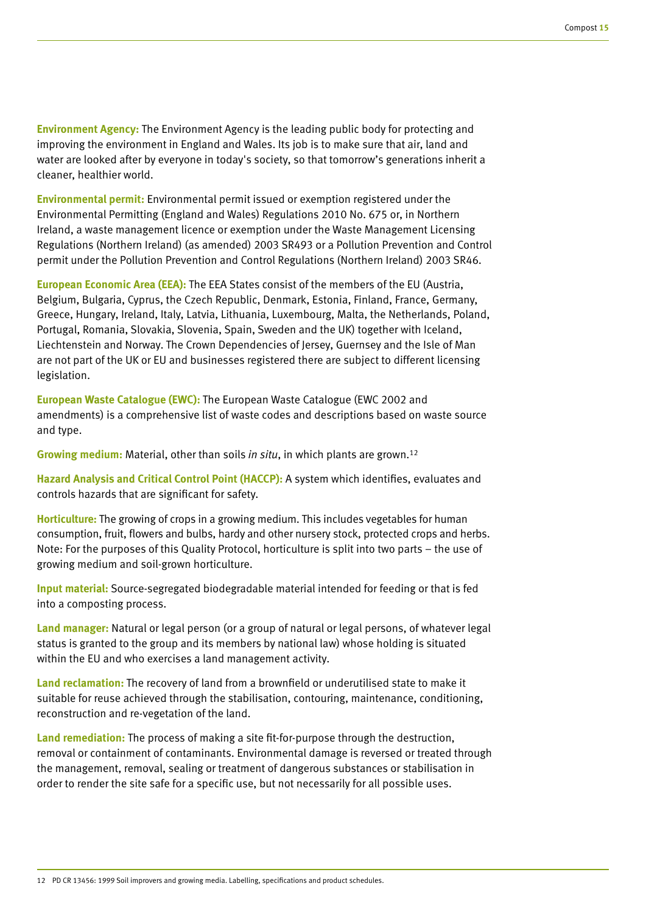**Environment Agency:** The Environment Agency is the leading public body for protecting and improving the environment in England and Wales. Its job is to make sure that air, land and water are looked after by everyone in today's society, so that tomorrow's generations inherit a cleaner, healthier world.

**Environmental permit:** Environmental permit issued or exemption registered under the Environmental Permitting (England and Wales) Regulations 2010 No. 675 or, in Northern Ireland, a waste management licence or exemption under the Waste Management Licensing Regulations (Northern Ireland) (as amended) 2003 SR493 or a Pollution Prevention and Control permit under the Pollution Prevention and Control Regulations (Northern Ireland) 2003 SR46.

**European Economic Area (EEA):** The EEA States consist of the members of the EU (Austria, Belgium, Bulgaria, Cyprus, the Czech Republic, Denmark, Estonia, Finland, France, Germany, Greece, Hungary, Ireland, Italy, Latvia, Lithuania, Luxembourg, Malta, the Netherlands, Poland, Portugal, Romania, Slovakia, Slovenia, Spain, Sweden and the UK) together with Iceland, Liechtenstein and Norway. The Crown Dependencies of Jersey, Guernsey and the Isle of Man are not part of the UK or EU and businesses registered there are subject to different licensing legislation.

**European Waste Catalogue (EWC):** The European Waste Catalogue (EWC 2002 and amendments) is a comprehensive list of waste codes and descriptions based on waste source and type.

**Growing medium:** Material, other than soils *in situ*, in which plants are grown.[12]

**Hazard Analysis and Critical Control Point (HACCP):** A system which identifies, evaluates and controls hazards that are significant for safety.

**Horticulture:** The growing of crops in a growing medium. This includes vegetables for human consumption, fruit, flowers and bulbs, hardy and other nursery stock, protected crops and herbs. Note: For the purposes of this Quality Protocol, horticulture is split into two parts – the use of growing medium and soil-grown horticulture.

**Input material:** Source-segregated biodegradable material intended for feeding or that is fed into a composting process.

**Land manager:** Natural or legal person (or a group of natural or legal persons, of whatever legal status is granted to the group and its members by national law) whose holding is situated within the EU and who exercises a land management activity.

**Land reclamation:** The recovery of land from a brownfield or underutilised state to make it suitable for reuse achieved through the stabilisation, contouring, maintenance, conditioning, reconstruction and re-vegetation of the land.

**Land remediation:** The process of making a site fit-for-purpose through the destruction, removal or containment of contaminants. Environmental damage is reversed or treated through the management, removal, sealing or treatment of dangerous substances or stabilisation in order to render the site safe for a specific use, but not necessarily for all possible uses.

---

12 PD CR 13456: 1999 Soil improvers and growing media. Labelling, specifications and product schedules.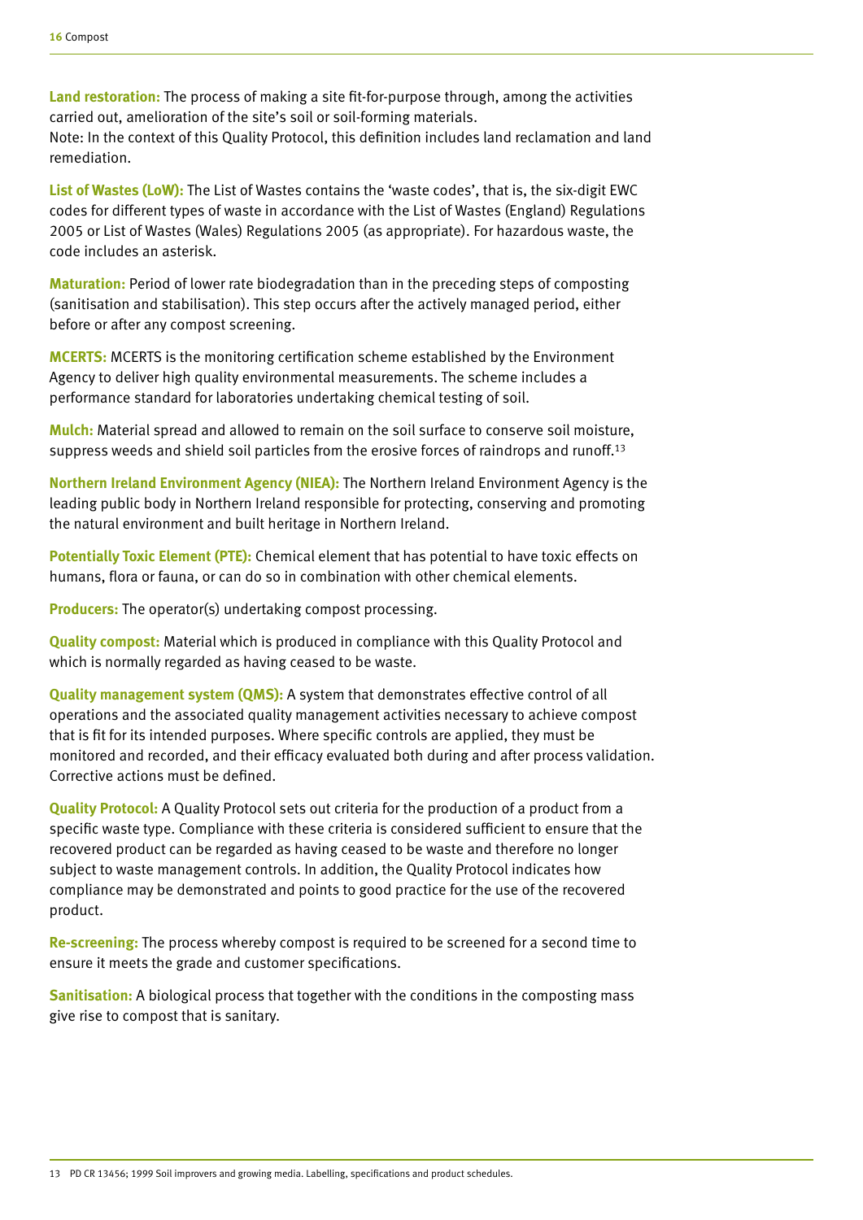**Land restoration:** The process of making a site fit-for-purpose through, among the activities carried out, amelioration of the site's soil or soil-forming materials.
Note: In the context of this Quality Protocol, this definition includes land reclamation and land remediation.

**List of Wastes (LoW):** The List of Wastes contains the 'waste codes', that is, the six-digit EWC codes for different types of waste in accordance with the List of Wastes (England) Regulations 2005 or List of Wastes (Wales) Regulations 2005 (as appropriate). For hazardous waste, the code includes an asterisk.

**Maturation:** Period of lower rate biodegradation than in the preceding steps of composting (sanitisation and stabilisation). This step occurs after the actively managed period, either before or after any compost screening.

**MCERTS:** MCERTS is the monitoring certification scheme established by the Environment Agency to deliver high quality environmental measurements. The scheme includes a performance standard for laboratories undertaking chemical testing of soil.

**Mulch:** Material spread and allowed to remain on the soil surface to conserve soil moisture, suppress weeds and shield soil particles from the erosive forces of raindrops and runoff.[13]

**Northern Ireland Environment Agency (NIEA):** The Northern Ireland Environment Agency is the leading public body in Northern Ireland responsible for protecting, conserving and promoting the natural environment and built heritage in Northern Ireland.

**Potentially Toxic Element (PTE):** Chemical element that has potential to have toxic effects on humans, flora or fauna, or can do so in combination with other chemical elements.

**Producers:** The operator(s) undertaking compost processing.

**Quality compost:** Material which is produced in compliance with this Quality Protocol and which is normally regarded as having ceased to be waste.

**Quality management system (QMS):** A system that demonstrates effective control of all operations and the associated quality management activities necessary to achieve compost that is fit for its intended purposes. Where specific controls are applied, they must be monitored and recorded, and their efficacy evaluated both during and after process validation. Corrective actions must be defined.

**Quality Protocol:** A Quality Protocol sets out criteria for the production of a product from a specific waste type. Compliance with these criteria is considered sufficient to ensure that the recovered product can be regarded as having ceased to be waste and therefore no longer subject to waste management controls. In addition, the Quality Protocol indicates how compliance may be demonstrated and points to good practice for the use of the recovered product.

**Re-screening:** The process whereby compost is required to be screened for a second time to ensure it meets the grade and customer specifications.

**Sanitisation:** A biological process that together with the conditions in the composting mass give rise to compost that is sanitary.

---

13 PD CR 13456; 1999 Soil improvers and growing media. Labelling, specifications and product schedules.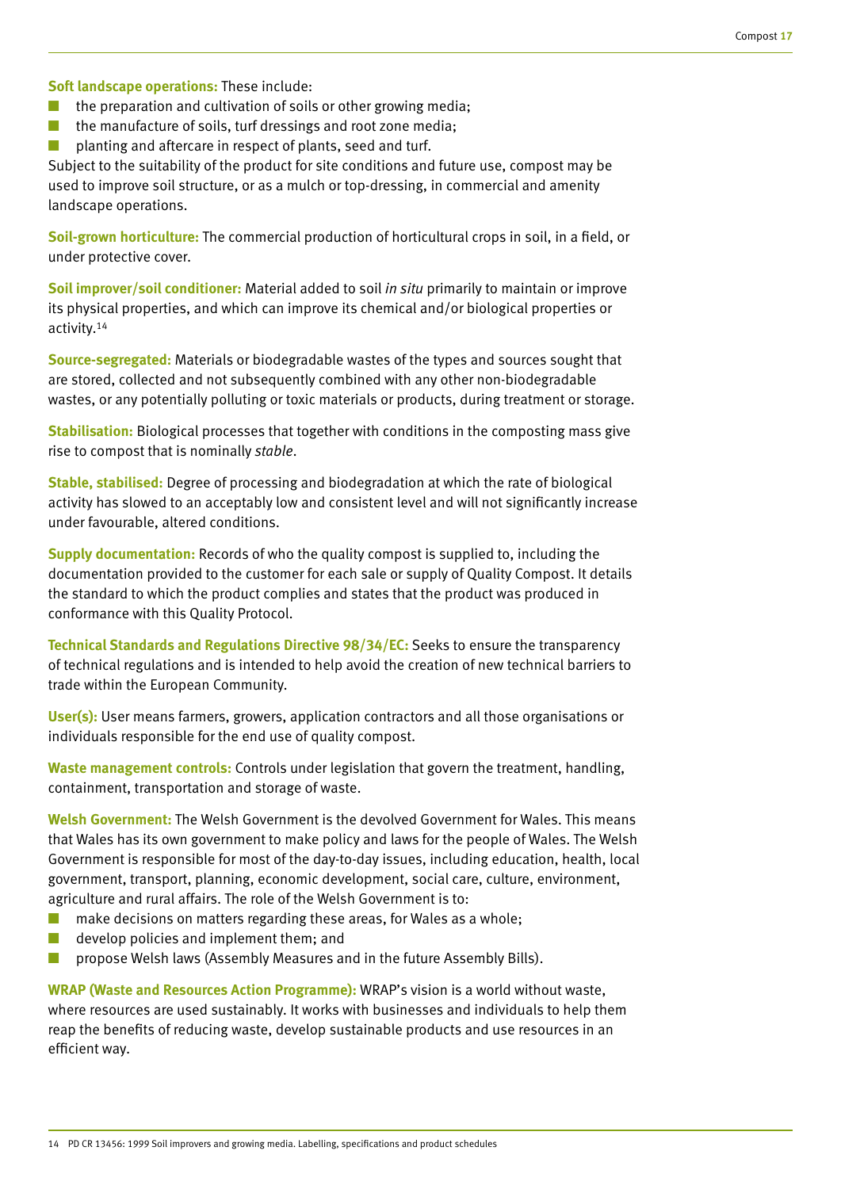**Soft landscape operations:** These include:

- the preparation and cultivation of soils or other growing media;
- the manufacture of soils, turf dressings and root zone media;
- planting and aftercare in respect of plants, seed and turf.

Subject to the suitability of the product for site conditions and future use, compost may be used to improve soil structure, or as a mulch or top-dressing, in commercial and amenity landscape operations.

**Soil-grown horticulture:** The commercial production of horticultural crops in soil, in a field, or under protective cover.

**Soil improver/soil conditioner:** Material added to soil *in situ* primarily to maintain or improve its physical properties, and which can improve its chemical and/or biological properties or activity.[14]

**Source-segregated:** Materials or biodegradable wastes of the types and sources sought that are stored, collected and not subsequently combined with any other non-biodegradable wastes, or any potentially polluting or toxic materials or products, during treatment or storage.

**Stabilisation:** Biological processes that together with conditions in the composting mass give rise to compost that is nominally *stable*.

**Stable, stabilised:** Degree of processing and biodegradation at which the rate of biological activity has slowed to an acceptably low and consistent level and will not significantly increase under favourable, altered conditions.

**Supply documentation:** Records of who the quality compost is supplied to, including the documentation provided to the customer for each sale or supply of Quality Compost. It details the standard to which the product complies and states that the product was produced in conformance with this Quality Protocol.

**Technical Standards and Regulations Directive 98/34/EC:** Seeks to ensure the transparency of technical regulations and is intended to help avoid the creation of new technical barriers to trade within the European Community.

**User(s):** User means farmers, growers, application contractors and all those organisations or individuals responsible for the end use of quality compost.

**Waste management controls:** Controls under legislation that govern the treatment, handling, containment, transportation and storage of waste.

**Welsh Government:** The Welsh Government is the devolved Government for Wales. This means that Wales has its own government to make policy and laws for the people of Wales. The Welsh Government is responsible for most of the day-to-day issues, including education, health, local government, transport, planning, economic development, social care, culture, environment, agriculture and rural affairs. The role of the Welsh Government is to:

- make decisions on matters regarding these areas, for Wales as a whole;
- develop policies and implement them; and
- propose Welsh laws (Assembly Measures and in the future Assembly Bills).

**WRAP (Waste and Resources Action Programme):** WRAP's vision is a world without waste, where resources are used sustainably. It works with businesses and individuals to help them reap the benefits of reducing waste, develop sustainable products and use resources in an efficient way.

---

14 PD CR 13456: 1999 Soil improvers and growing media. Labelling, specifications and product schedules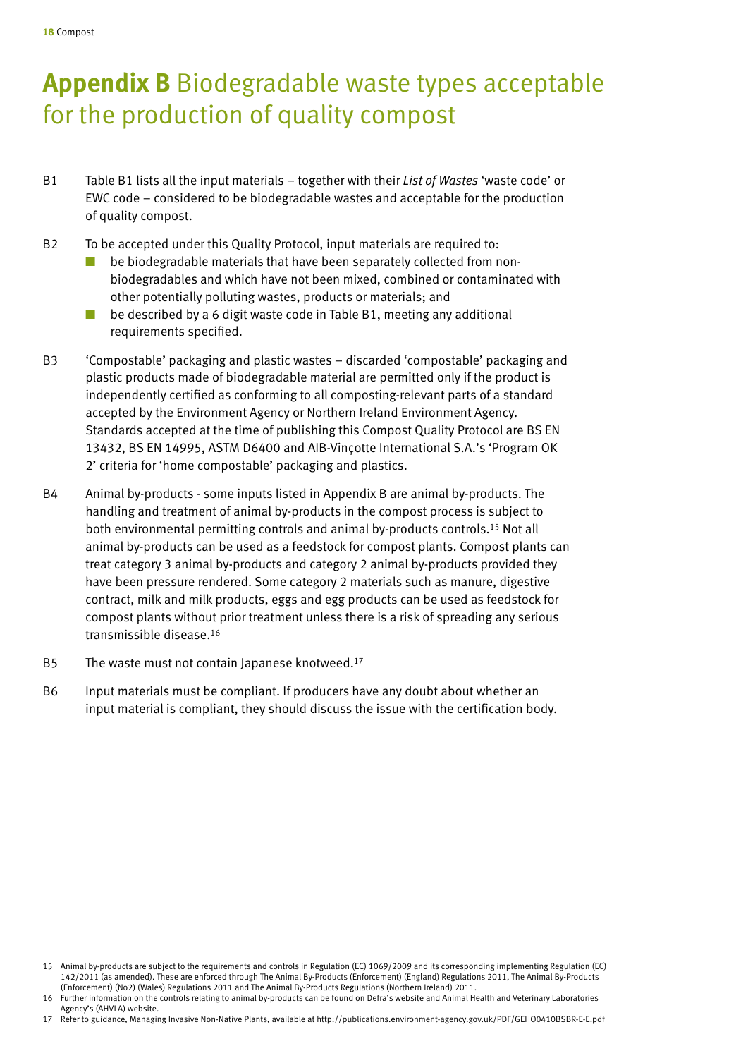# **Appendix B** Biodegradable waste types acceptable for the production of quality compost

B1 Table B1 lists all the input materials – together with their *List of Wastes* 'waste code' or EWC code – considered to be biodegradable wastes and acceptable for the production of quality compost.

B2 To be accepted under this Quality Protocol, input materials are required to:

- be biodegradable materials that have been separately collected from non-biodegradables and which have not been mixed, combined or contaminated with other potentially polluting wastes, products or materials; and
- be described by a 6 digit waste code in Table B1, meeting any additional requirements specified.

B3 'Compostable' packaging and plastic wastes – discarded 'compostable' packaging and plastic products made of biodegradable material are permitted only if the product is independently certified as conforming to all composting-relevant parts of a standard accepted by the Environment Agency or Northern Ireland Environment Agency. Standards accepted at the time of publishing this Compost Quality Protocol are BS EN 13432, BS EN 14995, ASTM D6400 and AIB-Vinçotte International S.A.'s 'Program OK 2' criteria for 'home compostable' packaging and plastics.

B4 Animal by-products - some inputs listed in Appendix B are animal by-products. The handling and treatment of animal by-products in the compost process is subject to both environmental permitting controls and animal by-products controls.[15] Not all animal by-products can be used as a feedstock for compost plants. Compost plants can treat category 3 animal by-products and category 2 animal by-products provided they have been pressure rendered. Some category 2 materials such as manure, digestive contract, milk and milk products, eggs and egg products can be used as feedstock for compost plants without prior treatment unless there is a risk of spreading any serious transmissible disease.[16]

B5 The waste must not contain Japanese knotweed.[17]

B6 Input materials must be compliant. If producers have any doubt about whether an input material is compliant, they should discuss the issue with the certification body.

---

15 Animal by-products are subject to the requirements and controls in Regulation (EC) 1069/2009 and its corresponding implementing Regulation (EC) 142/2011 (as amended). These are enforced through The Animal By-Products (Enforcement) (England) Regulations 2011, The Animal By-Products (Enforcement) (No2) (Wales) Regulations 2011 and The Animal By-Products Regulations (Northern Ireland) 2011.

16 Further information on the controls relating to animal by-products can be found on Defra's website and Animal Health and Veterinary Laboratories Agency's (AHVLA) website.

17 Refer to guidance, Managing Invasive Non-Native Plants, available at http://publications.environment-agency.gov.uk/PDF/GEHO0410BSBR-E-E.pdf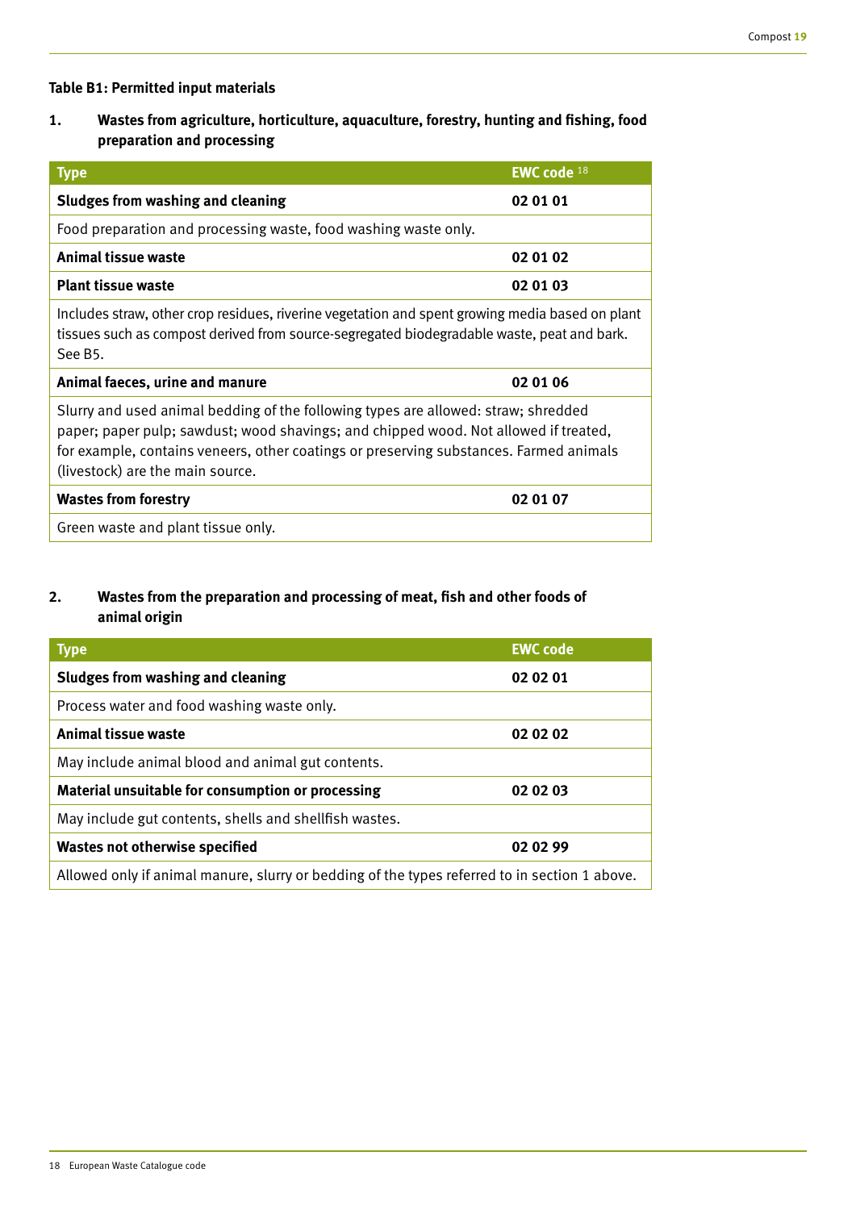**Table B1: Permitted input materials**

**1. Wastes from agriculture, horticulture, aquaculture, forestry, hunting and fishing, food preparation and processing**

| Type | EWC code [18] |
|---|---|
| **Sludges from washing and cleaning** | **02 01 01** |
| Food preparation and processing waste, food washing waste only. | |
| **Animal tissue waste** | **02 01 02** |
| **Plant tissue waste** | **02 01 03** |
| Includes straw, other crop residues, riverine vegetation and spent growing media based on plant tissues such as compost derived from source-segregated biodegradable waste, peat and bark. See B5. | |
| **Animal faeces, urine and manure** | **02 01 06** |
| Slurry and used animal bedding of the following types are allowed: straw; shredded paper; paper pulp; sawdust; wood shavings; and chipped wood. Not allowed if treated, for example, contains veneers, other coatings or preserving substances. Farmed animals (livestock) are the main source. | |
| **Wastes from forestry** | **02 01 07** |
| Green waste and plant tissue only. | |

**2. Wastes from the preparation and processing of meat, fish and other foods of animal origin**

| Type | EWC code |
|---|---|
| **Sludges from washing and cleaning** | **02 02 01** |
| Process water and food washing waste only. | |
| **Animal tissue waste** | **02 02 02** |
| May include animal blood and animal gut contents. | |
| **Material unsuitable for consumption or processing** | **02 02 03** |
| May include gut contents, shells and shellfish wastes. | |
| **Wastes not otherwise specified** | **02 02 99** |
| Allowed only if animal manure, slurry or bedding of the types referred to in section 1 above. | |

[18] European Waste Catalogue code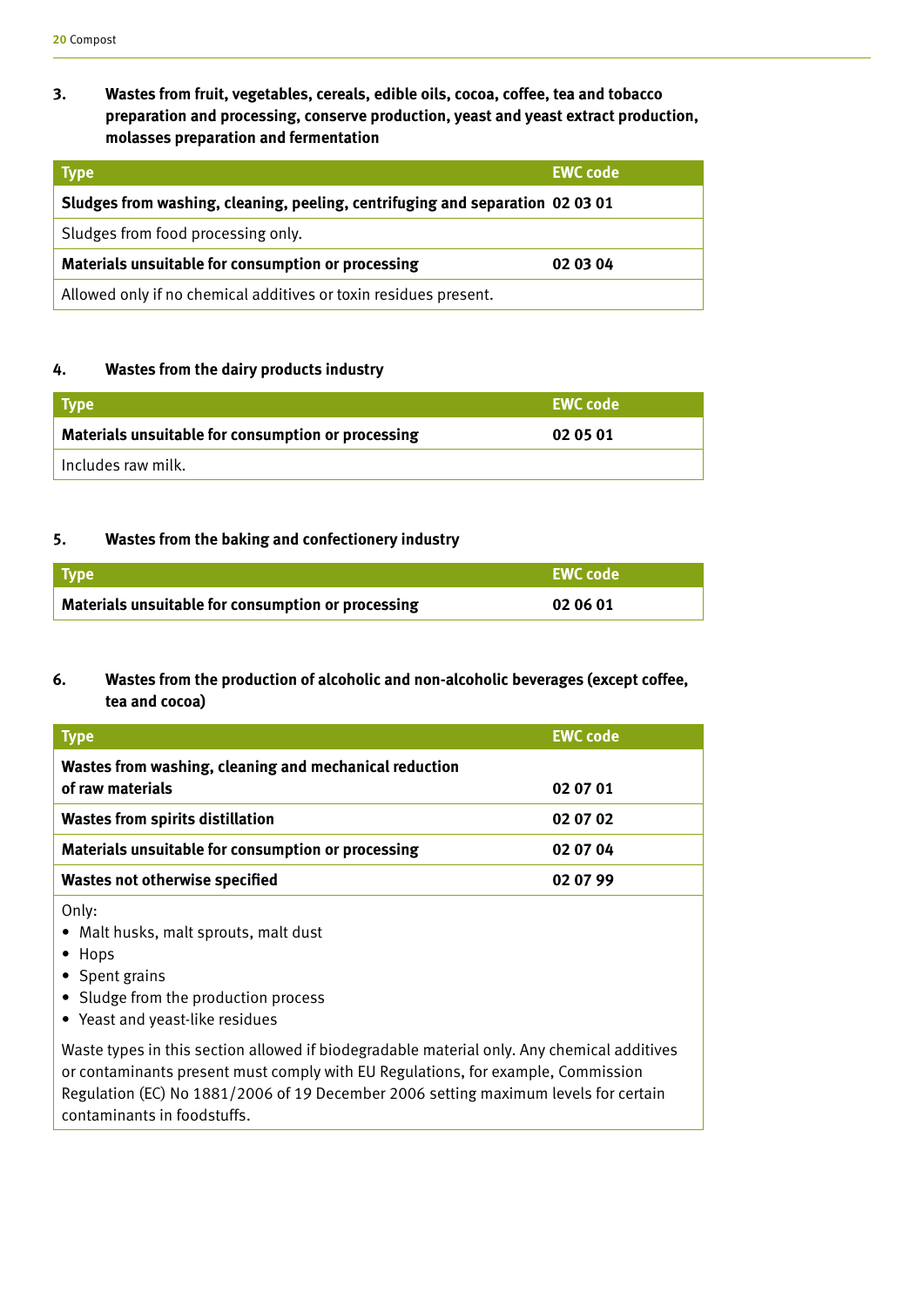### 3. Wastes from fruit, vegetables, cereals, edible oils, cocoa, coffee, tea and tobacco preparation and processing, conserve production, yeast and yeast extract production, molasses preparation and fermentation

| Type | EWC code |
|---|---|
| **Sludges from washing, cleaning, peeling, centrifuging and separation** | **02 03 01** |
| Sludges from food processing only. | |
| **Materials unsuitable for consumption or processing** | **02 03 04** |
| Allowed only if no chemical additives or toxin residues present. | |

### 4. Wastes from the dairy products industry

| Type | EWC code |
|---|---|
| **Materials unsuitable for consumption or processing** | **02 05 01** |
| Includes raw milk. | |

### 5. Wastes from the baking and confectionery industry

| Type | EWC code |
|---|---|
| **Materials unsuitable for consumption or processing** | **02 06 01** |

### 6. Wastes from the production of alcoholic and non-alcoholic beverages (except coffee, tea and cocoa)

| Type | EWC code |
|---|---|
| **Wastes from washing, cleaning and mechanical reduction of raw materials** | **02 07 01** |
| **Wastes from spirits distillation** | **02 07 02** |
| **Materials unsuitable for consumption or processing** | **02 07 04** |
| **Wastes not otherwise specified** | **02 07 99** |
| Only: • Malt husks, malt sprouts, malt dust • Hops • Spent grains • Sludge from the production process • Yeast and yeast-like residues. Waste types in this section allowed if biodegradable material only. Any chemical additives or contaminants present must comply with EU Regulations, for example, Commission Regulation (EC) No 1881/2006 of 19 December 2006 setting maximum levels for certain contaminants in foodstuffs. | |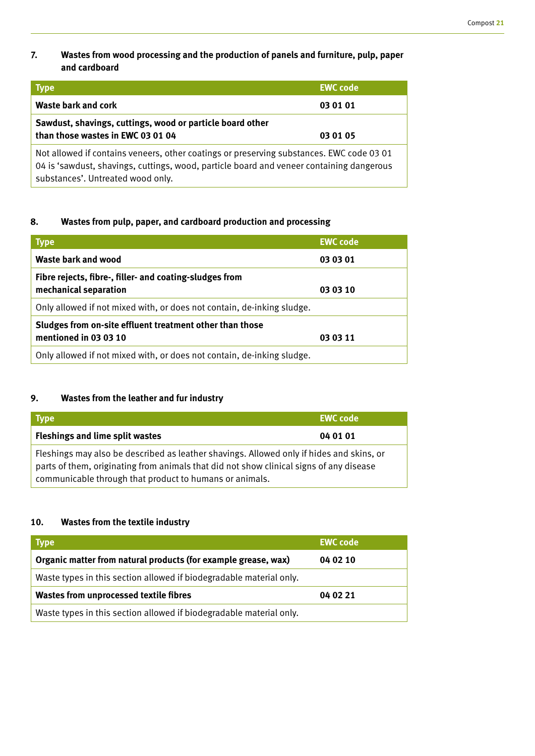### 7. Wastes from wood processing and the production of panels and furniture, pulp, paper and cardboard

| Type | EWC code |
|---|---|
| **Waste bark and cork** | **03 01 01** |
| **Sawdust, shavings, cuttings, wood or particle board other than those wastes in EWC 03 01 04** | **03 01 05** |
| Not allowed if contains veneers, other coatings or preserving substances. EWC code 03 01 04 is 'sawdust, shavings, cuttings, wood, particle board and veneer containing dangerous substances'. Untreated wood only. | |

### 8. Wastes from pulp, paper, and cardboard production and processing

| Type | EWC code |
|---|---|
| **Waste bark and wood** | **03 03 01** |
| **Fibre rejects, fibre-, filler- and coating-sludges from mechanical separation** | **03 03 10** |
| Only allowed if not mixed with, or does not contain, de-inking sludge. | |
| **Sludges from on-site effluent treatment other than those mentioned in 03 03 10** | **03 03 11** |
| Only allowed if not mixed with, or does not contain, de-inking sludge. | |

### 9. Wastes from the leather and fur industry

| Type | EWC code |
|---|---|
| **Fleshings and lime split wastes** | **04 01 01** |
| Fleshings may also be described as leather shavings. Allowed only if hides and skins, or parts of them, originating from animals that did not show clinical signs of any disease communicable through that product to humans or animals. | |

### 10. Wastes from the textile industry

| Type | EWC code |
|---|---|
| **Organic matter from natural products (for example grease, wax)** | **04 02 10** |
| Waste types in this section allowed if biodegradable material only. | |
| **Wastes from unprocessed textile fibres** | **04 02 21** |
| Waste types in this section allowed if biodegradable material only. | |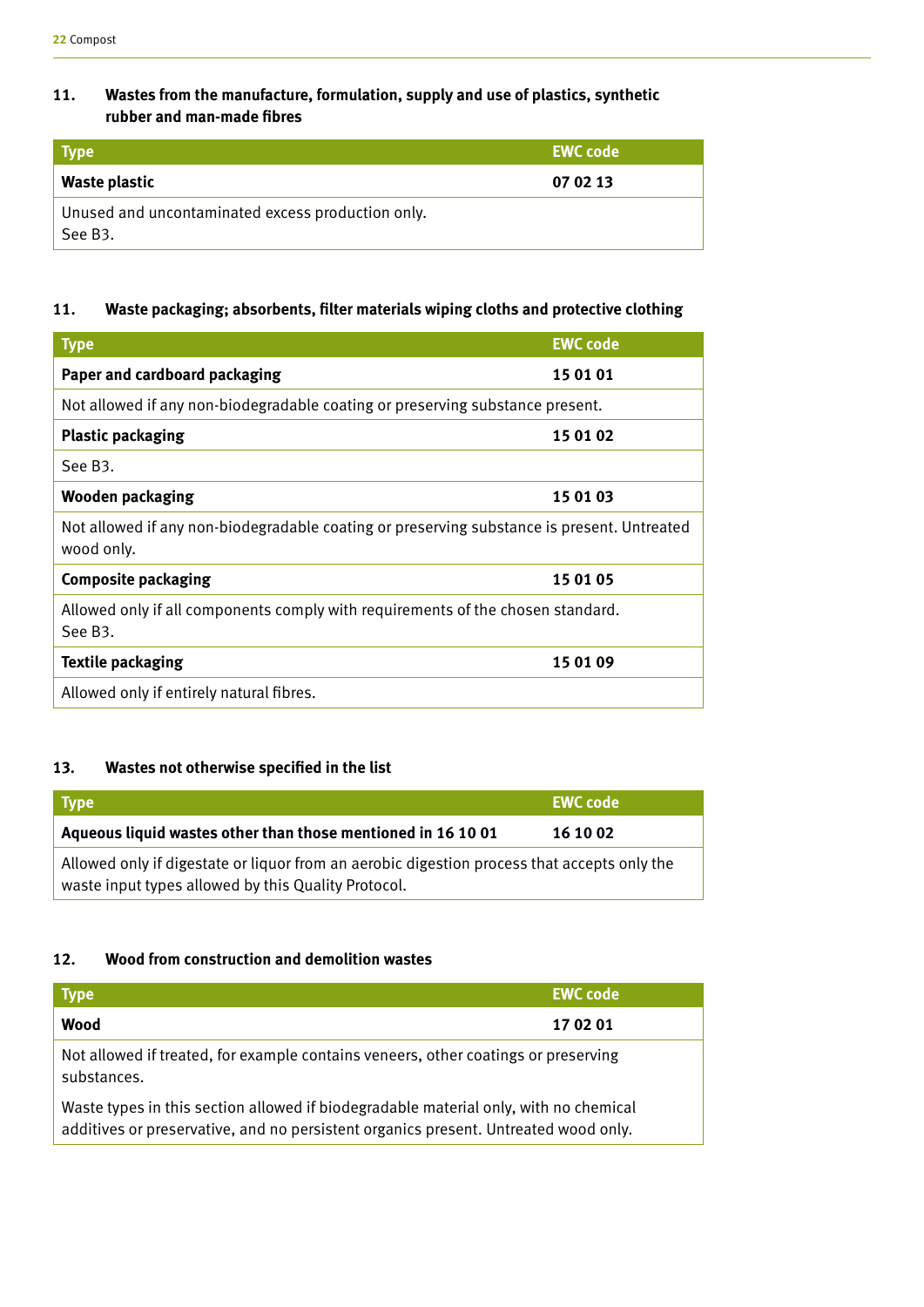### 11. Wastes from the manufacture, formulation, supply and use of plastics, synthetic rubber and man-made fibres

| Type | EWC code |
|---|---|
| **Waste plastic** | **07 02 13** |
| Unused and uncontaminated excess production only. See B3. | |

### 11. Waste packaging; absorbents, filter materials wiping cloths and protective clothing

| Type | EWC code |
|---|---|
| **Paper and cardboard packaging** | **15 01 01** |
| Not allowed if any non-biodegradable coating or preserving substance present. | |
| **Plastic packaging** | **15 01 02** |
| See B3. | |
| **Wooden packaging** | **15 01 03** |
| Not allowed if any non-biodegradable coating or preserving substance is present. Untreated wood only. | |
| **Composite packaging** | **15 01 05** |
| Allowed only if all components comply with requirements of the chosen standard. See B3. | |
| **Textile packaging** | **15 01 09** |
| Allowed only if entirely natural fibres. | |

### 13. Wastes not otherwise specified in the list

| Type | EWC code |
|---|---|
| **Aqueous liquid wastes other than those mentioned in 16 10 01** | **16 10 02** |
| Allowed only if digestate or liquor from an aerobic digestion process that accepts only the waste input types allowed by this Quality Protocol. | |

### 12. Wood from construction and demolition wastes

| Type | EWC code |
|---|---|
| **Wood** | **17 02 01** |
| Not allowed if treated, for example contains veneers, other coatings or preserving substances. | |
| Waste types in this section allowed if biodegradable material only, with no chemical additives or preservative, and no persistent organics present. Untreated wood only. | |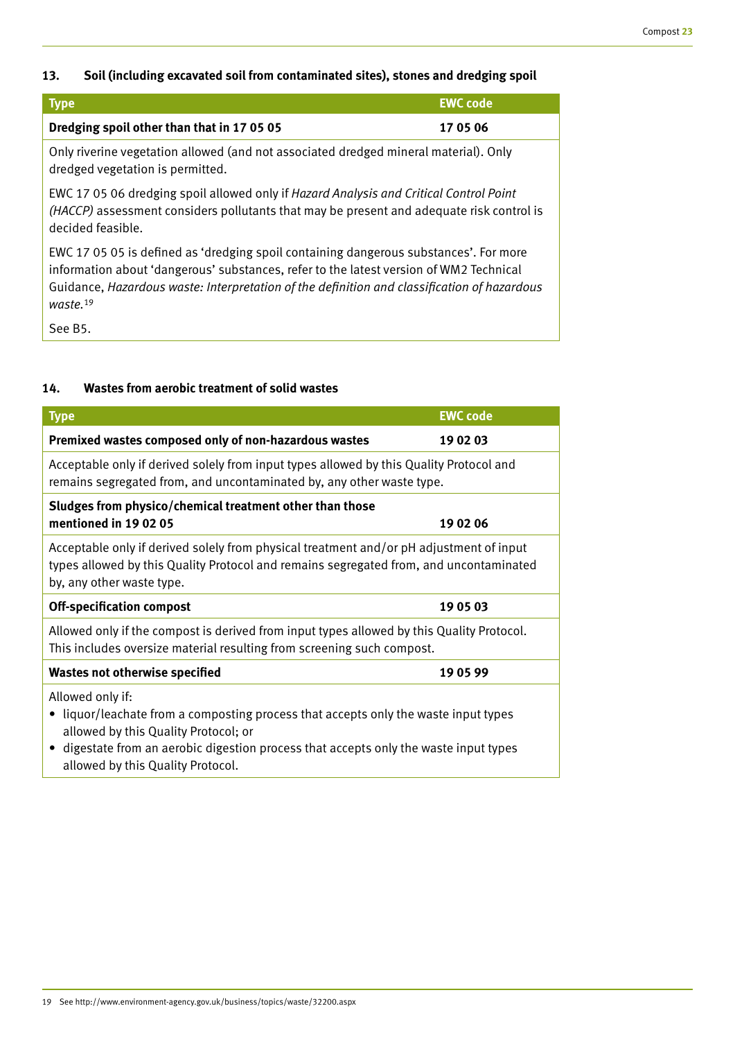### 13. Soil (including excavated soil from contaminated sites), stones and dredging spoil

| Type | EWC code |
| --- | --- |
| **Dredging spoil other than that in 17 05 05** | **17 05 06** |
| Only riverine vegetation allowed (and not associated dredged mineral material). Only dredged vegetation is permitted.<br><br>EWC 17 05 06 dredging spoil allowed only if *Hazard Analysis and Critical Control Point (HACCP)* assessment considers pollutants that may be present and adequate risk control is decided feasible.<br><br>EWC 17 05 05 is defined as 'dredging spoil containing dangerous substances'. For more information about 'dangerous' substances, refer to the latest version of WM2 Technical Guidance, *Hazardous waste: Interpretation of the definition and classification of hazardous waste.*[19]<br><br>See B5. | |

### 14. Wastes from aerobic treatment of solid wastes

| Type | EWC code |
| --- | --- |
| **Premixed wastes composed only of non-hazardous wastes** | **19 02 03** |
| Acceptable only if derived solely from input types allowed by this Quality Protocol and remains segregated from, and uncontaminated by, any other waste type. | |
| **Sludges from physico/chemical treatment other than those mentioned in 19 02 05** | **19 02 06** |
| Acceptable only if derived solely from physical treatment and/or pH adjustment of input types allowed by this Quality Protocol and remains segregated from, and uncontaminated by, any other waste type. | |
| **Off-specification compost** | **19 05 03** |
| Allowed only if the compost is derived from input types allowed by this Quality Protocol. This includes oversize material resulting from screening such compost. | |
| **Wastes not otherwise specified** | **19 05 99** |
| Allowed only if:<br>• liquor/leachate from a composting process that accepts only the waste input types allowed by this Quality Protocol; or<br>• digestate from an aerobic digestion process that accepts only the waste input types allowed by this Quality Protocol. | |

19 See http://www.environment-agency.gov.uk/business/topics/waste/32200.aspx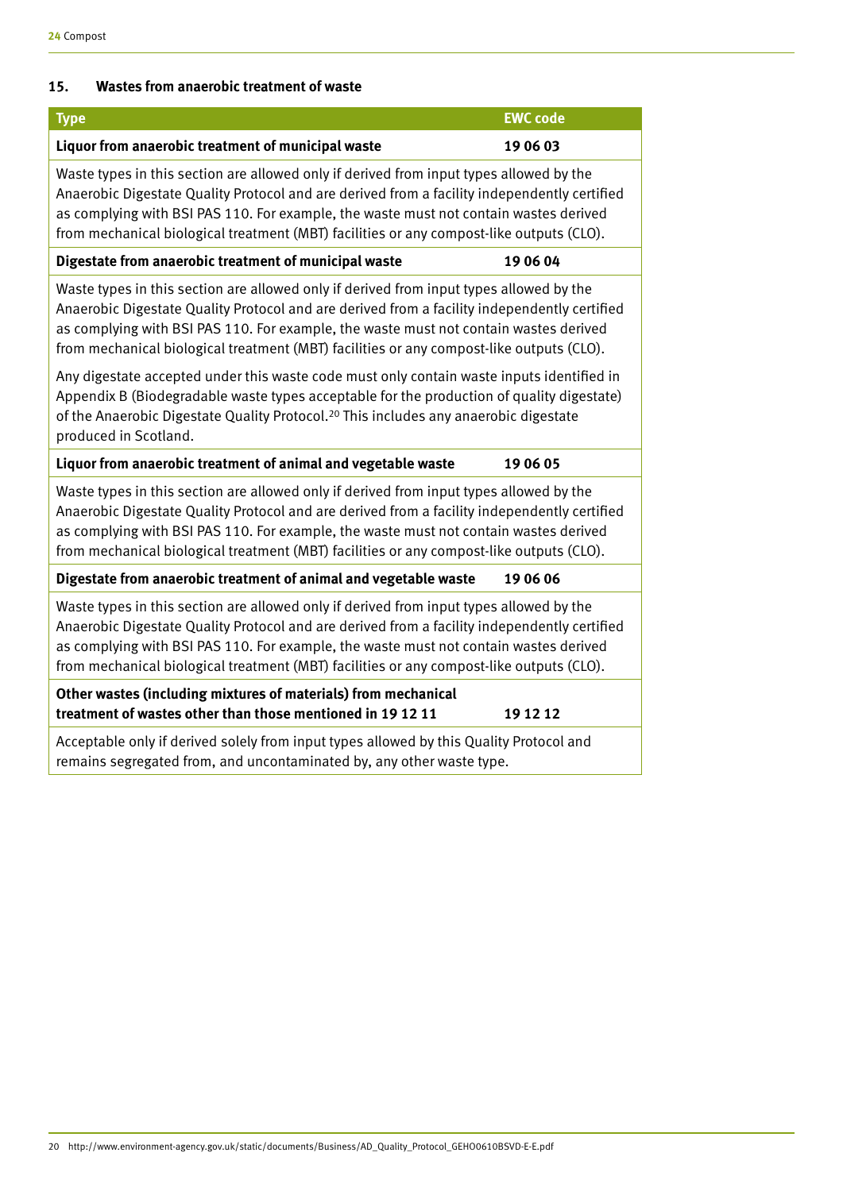## 15. Wastes from anaerobic treatment of waste

| Type | EWC code |
|---|---|
| **Liquor from anaerobic treatment of municipal waste** | **19 06 03** |
| Waste types in this section are allowed only if derived from input types allowed by the Anaerobic Digestate Quality Protocol and are derived from a facility independently certified as complying with BSI PAS 110. For example, the waste must not contain wastes derived from mechanical biological treatment (MBT) facilities or any compost-like outputs (CLO). | |
| **Digestate from anaerobic treatment of municipal waste** | **19 06 04** |
| Waste types in this section are allowed only if derived from input types allowed by the Anaerobic Digestate Quality Protocol and are derived from a facility independently certified as complying with BSI PAS 110. For example, the waste must not contain wastes derived from mechanical biological treatment (MBT) facilities or any compost-like outputs (CLO).<br><br>Any digestate accepted under this waste code must only contain waste inputs identified in Appendix B (Biodegradable waste types acceptable for the production of quality digestate) of the Anaerobic Digestate Quality Protocol.[20] This includes any anaerobic digestate produced in Scotland. | |
| **Liquor from anaerobic treatment of animal and vegetable waste** | **19 06 05** |
| Waste types in this section are allowed only if derived from input types allowed by the Anaerobic Digestate Quality Protocol and are derived from a facility independently certified as complying with BSI PAS 110. For example, the waste must not contain wastes derived from mechanical biological treatment (MBT) facilities or any compost-like outputs (CLO). | |
| **Digestate from anaerobic treatment of animal and vegetable waste** | **19 06 06** |
| Waste types in this section are allowed only if derived from input types allowed by the Anaerobic Digestate Quality Protocol and are derived from a facility independently certified as complying with BSI PAS 110. For example, the waste must not contain wastes derived from mechanical biological treatment (MBT) facilities or any compost-like outputs (CLO). | |
| **Other wastes (including mixtures of materials) from mechanical treatment of wastes other than those mentioned in 19 12 11** | **19 12 12** |
| Acceptable only if derived solely from input types allowed by this Quality Protocol and remains segregated from, and uncontaminated by, any other waste type. | |

20 http://www.environment-agency.gov.uk/static/documents/Business/AD_Quality_Protocol_GEHO0610BSVD-E-E.pdf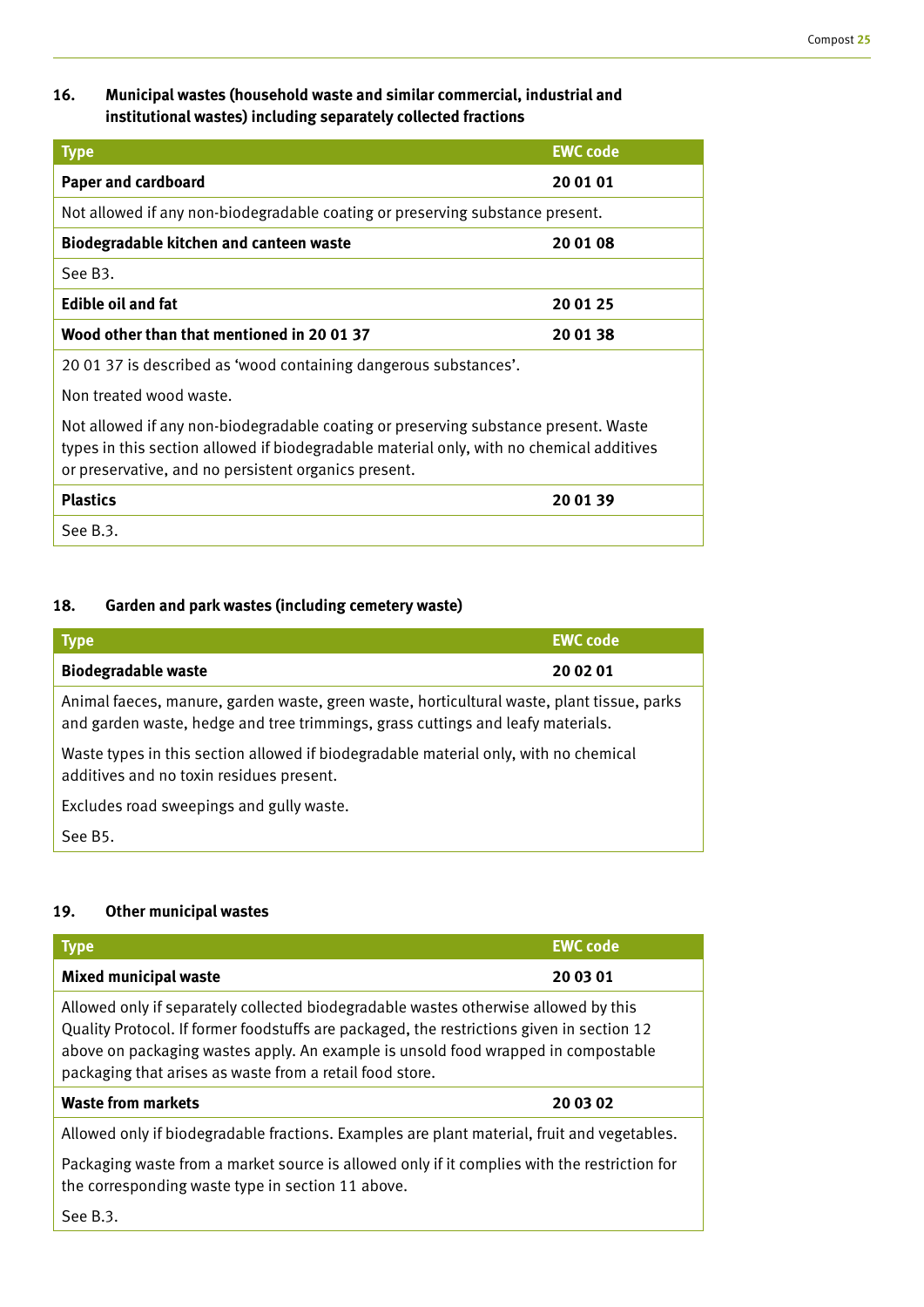### 16. Municipal wastes (household waste and similar commercial, industrial and institutional wastes) including separately collected fractions

| Type | EWC code |
|---|---|
| **Paper and cardboard** | **20 01 01** |
| Not allowed if any non-biodegradable coating or preserving substance present. | |
| **Biodegradable kitchen and canteen waste** | **20 01 08** |
| See B3. | |
| **Edible oil and fat** | **20 01 25** |
| **Wood other than that mentioned in 20 01 37** | **20 01 38** |
| 20 01 37 is described as 'wood containing dangerous substances'.<br>Non treated wood waste.<br>Not allowed if any non-biodegradable coating or preserving substance present. Waste types in this section allowed if biodegradable material only, with no chemical additives or preservative, and no persistent organics present. | |
| **Plastics** | **20 01 39** |
| See B.3. | |

### 18. Garden and park wastes (including cemetery waste)

| Type | EWC code |
|---|---|
| **Biodegradable waste** | **20 02 01** |
| Animal faeces, manure, garden waste, green waste, horticultural waste, plant tissue, parks and garden waste, hedge and tree trimmings, grass cuttings and leafy materials.<br>Waste types in this section allowed if biodegradable material only, with no chemical additives and no toxin residues present.<br>Excludes road sweepings and gully waste.<br>See B5. | |

### 19. Other municipal wastes

| Type | EWC code |
|---|---|
| **Mixed municipal waste** | **20 03 01** |
| Allowed only if separately collected biodegradable wastes otherwise allowed by this Quality Protocol. If former foodstuffs are packaged, the restrictions given in section 12 above on packaging wastes apply. An example is unsold food wrapped in compostable packaging that arises as waste from a retail food store. | |
| **Waste from markets** | **20 03 02** |
| Allowed only if biodegradable fractions. Examples are plant material, fruit and vegetables.<br>Packaging waste from a market source is allowed only if it complies with the restriction for the corresponding waste type in section 11 above.<br>See B.3. | |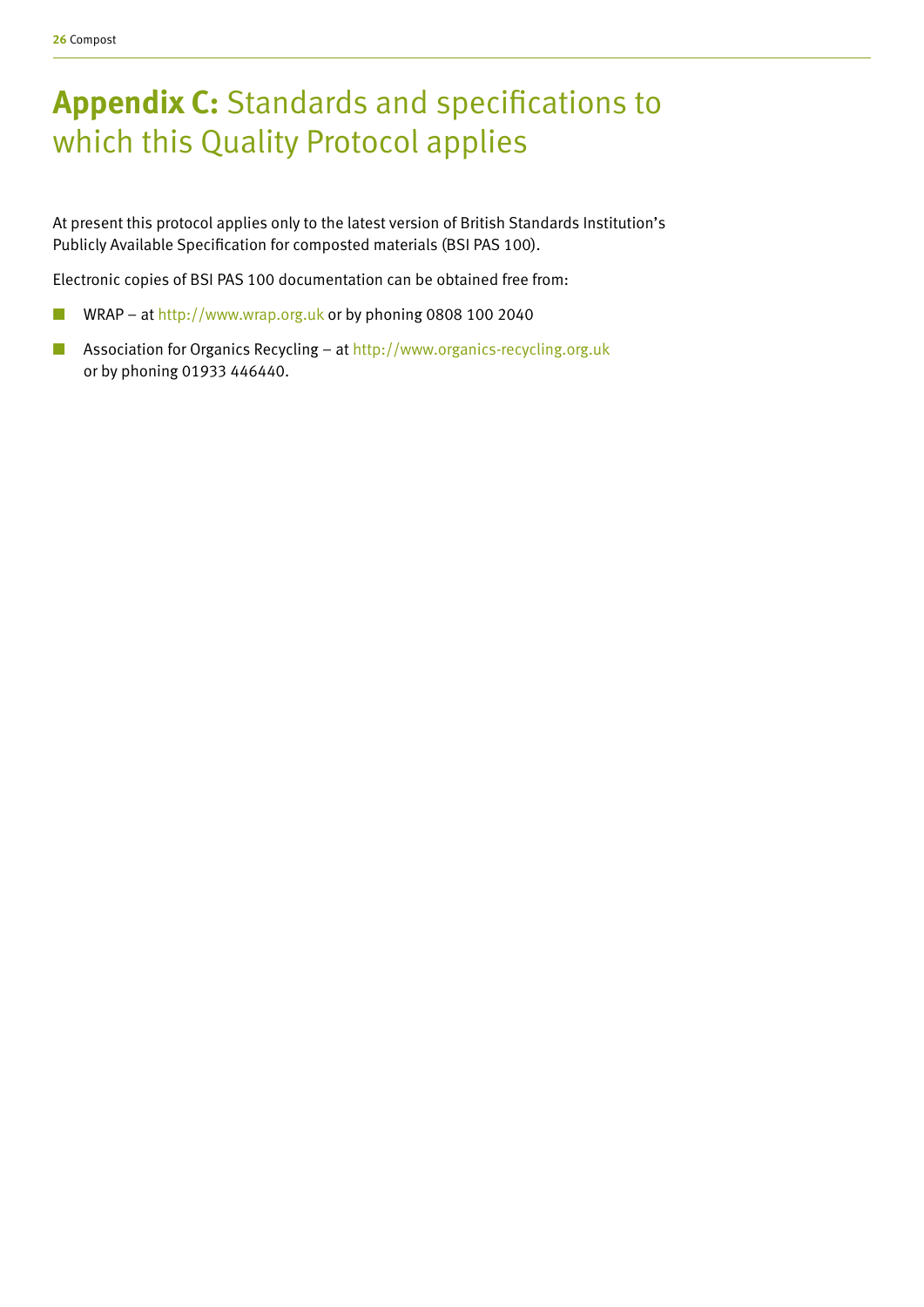# **Appendix C:** Standards and specifications to which this Quality Protocol applies

At present this protocol applies only to the latest version of British Standards Institution's Publicly Available Specification for composted materials (BSI PAS 100).

Electronic copies of BSI PAS 100 documentation can be obtained free from:

- WRAP – at http://www.wrap.org.uk or by phoning 0808 100 2040
- Association for Organics Recycling – at http://www.organics-recycling.org.uk or by phoning 01933 446440.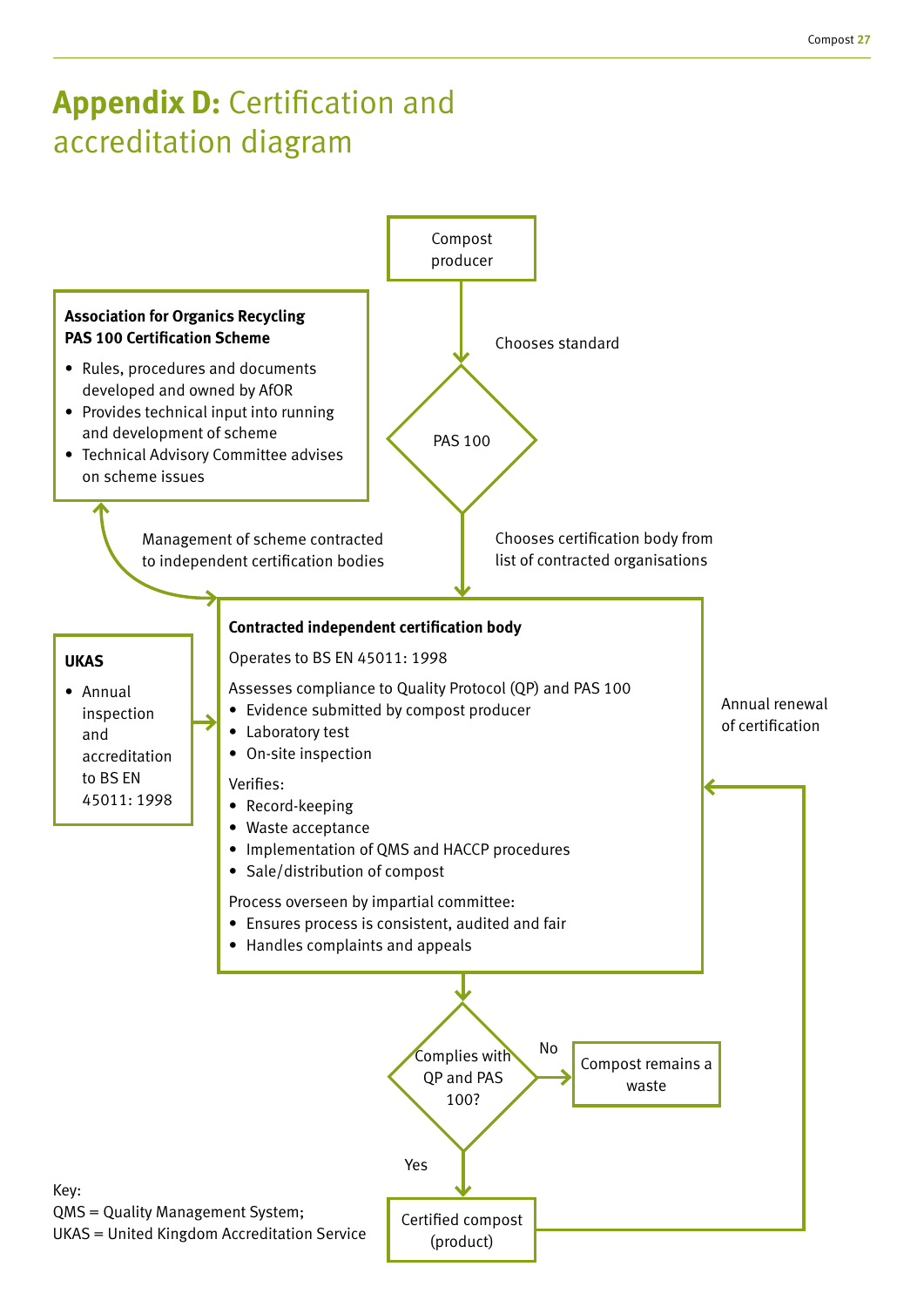# **Appendix D:** Certification and accreditation diagram

Compost producer

Chooses standard

PAS 100

Chooses certification body from list of contracted organisations

**Association for Organics Recycling PAS 100 Certification Scheme**

- Rules, procedures and documents developed and owned by AfOR
- Provides technical input into running and development of scheme
- Technical Advisory Committee advises on scheme issues

Management of scheme contracted to independent certification bodies

**UKAS**

- Annual inspection and accreditation to BS EN 45011: 1998

**Contracted independent certification body**

Operates to BS EN 45011: 1998

Assesses compliance to Quality Protocol (QP) and PAS 100

- Evidence submitted by compost producer
- Laboratory test
- On-site inspection

Verifies:

- Record-keeping
- Waste acceptance
- Implementation of QMS and HACCP procedures
- Sale/distribution of compost

Process overseen by impartial committee:

- Ensures process is consistent, audited and fair
- Handles complaints and appeals

Annual renewal of certification

Complies with QP and PAS 100?

No → Compost remains a waste

Yes → Certified compost (product)

Key:
QMS = Quality Management System;
UKAS = United Kingdom Accreditation Service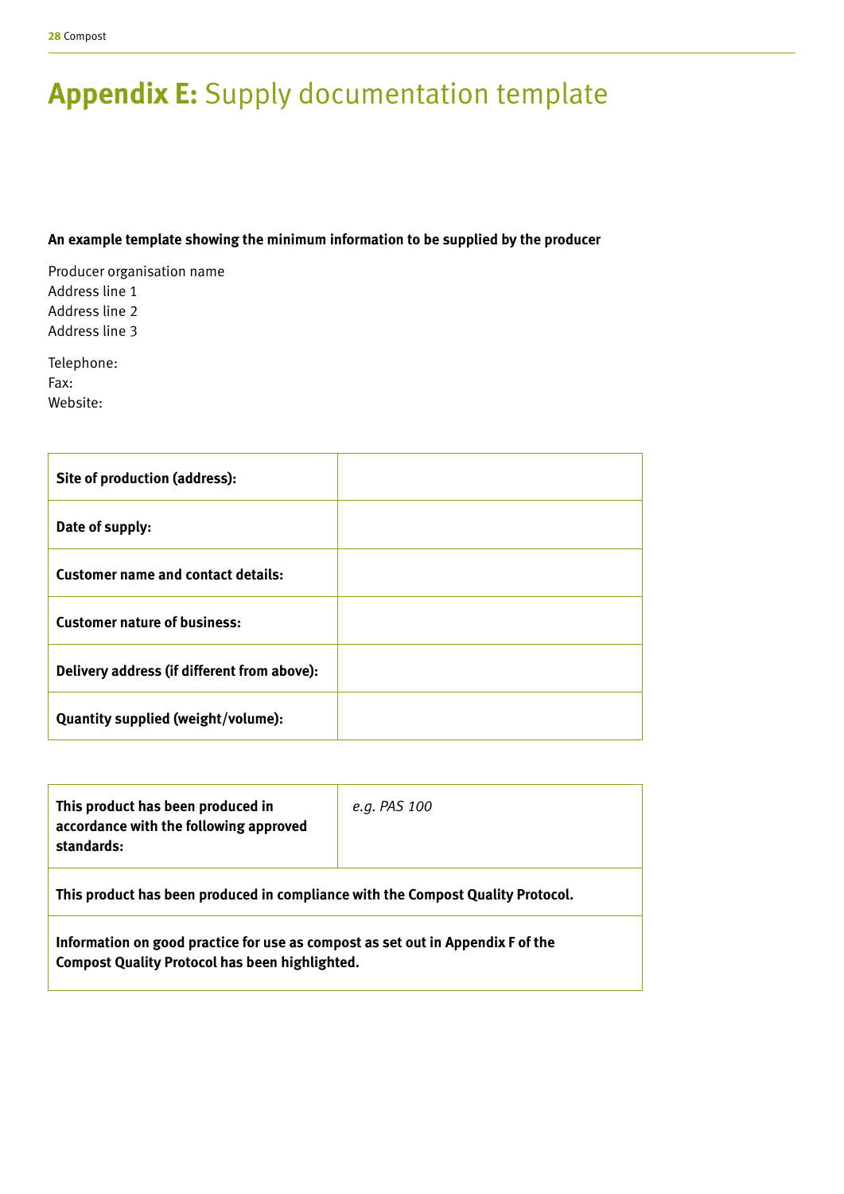# **Appendix E:** Supply documentation template

**An example template showing the minimum information to be supplied by the producer**

Producer organisation name
Address line 1
Address line 2
Address line 3

Telephone:
Fax:
Website:

| | |
|---|---|
| **Site of production (address):** | |
| **Date of supply:** | |
| **Customer name and contact details:** | |
| **Customer nature of business:** | |
| **Delivery address (if different from above):** | |
| **Quantity supplied (weight/volume):** | |

| | |
|---|---|
| **This product has been produced in accordance with the following approved standards:** | *e.g. PAS 100* |
| **This product has been produced in compliance with the Compost Quality Protocol.** | |
| **Information on good practice for use as compost as set out in Appendix F of the Compost Quality Protocol has been highlighted.** | |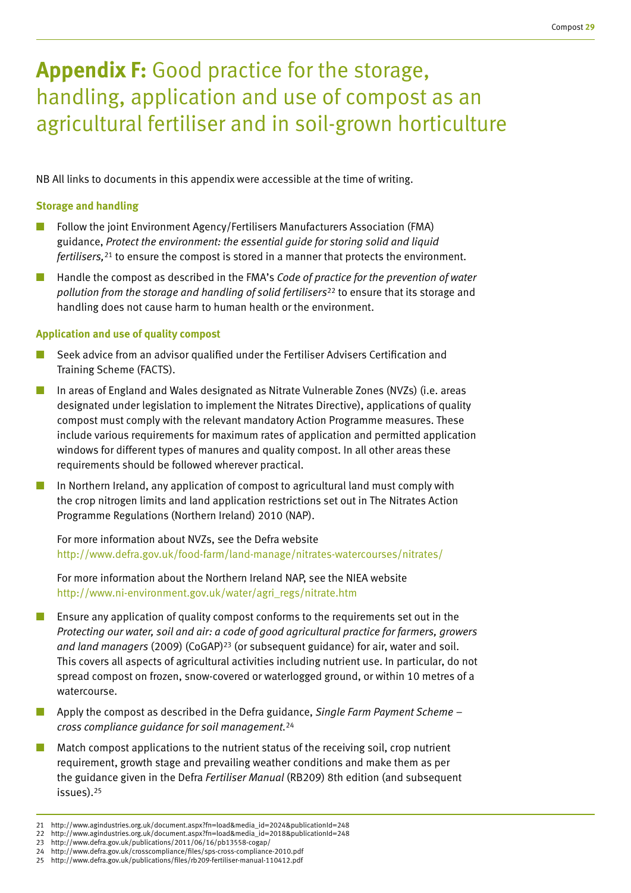# **Appendix F:** Good practice for the storage, handling, application and use of compost as an agricultural fertiliser and in soil-grown horticulture

NB All links to documents in this appendix were accessible at the time of writing.

### Storage and handling

- Follow the joint Environment Agency/Fertilisers Manufacturers Association (FMA) guidance, *Protect the environment: the essential guide for storing solid and liquid fertilisers,*[21] to ensure the compost is stored in a manner that protects the environment.
- Handle the compost as described in the FMA's *Code of practice for the prevention of water pollution from the storage and handling of solid fertilisers*[22] to ensure that its storage and handling does not cause harm to human health or the environment.

### Application and use of quality compost

- Seek advice from an advisor qualified under the Fertiliser Advisers Certification and Training Scheme (FACTS).
- In areas of England and Wales designated as Nitrate Vulnerable Zones (NVZs) (i.e. areas designated under legislation to implement the Nitrates Directive), applications of quality compost must comply with the relevant mandatory Action Programme measures. These include various requirements for maximum rates of application and permitted application windows for different types of manures and quality compost. In all other areas these requirements should be followed wherever practical.
- In Northern Ireland, any application of compost to agricultural land must comply with the crop nitrogen limits and land application restrictions set out in The Nitrates Action Programme Regulations (Northern Ireland) 2010 (NAP).

  For more information about NVZs, see the Defra website http://www.defra.gov.uk/food-farm/land-manage/nitrates-watercourses/nitrates/

  For more information about the Northern Ireland NAP, see the NIEA website http://www.ni-environment.gov.uk/water/agri_regs/nitrate.htm

- Ensure any application of quality compost conforms to the requirements set out in the *Protecting our water, soil and air: a code of good agricultural practice for farmers, growers and land managers* (2009) (CoGAP)[23] (or subsequent guidance) for air, water and soil. This covers all aspects of agricultural activities including nutrient use. In particular, do not spread compost on frozen, snow-covered or waterlogged ground, or within 10 metres of a watercourse.
- Apply the compost as described in the Defra guidance, *Single Farm Payment Scheme – cross compliance guidance for soil management.*[24]
- Match compost applications to the nutrient status of the receiving soil, crop nutrient requirement, growth stage and prevailing weather conditions and make them as per the guidance given in the Defra *Fertiliser Manual* (RB209) 8th edition (and subsequent issues).[25]

---

21 http://www.agindustries.org.uk/document.aspx?fn=load&media_id=2024&publicationId=248
22 http://www.agindustries.org.uk/document.aspx?fn=load&media_id=2018&publicationId=248
23 http://www.defra.gov.uk/publications/2011/06/16/pb13558-cogap/
24 http://www.defra.gov.uk/crosscompliance/files/sps-cross-compliance-2010.pdf
25 http://www.defra.gov.uk/publications/files/rb209-fertiliser-manual-110412.pdf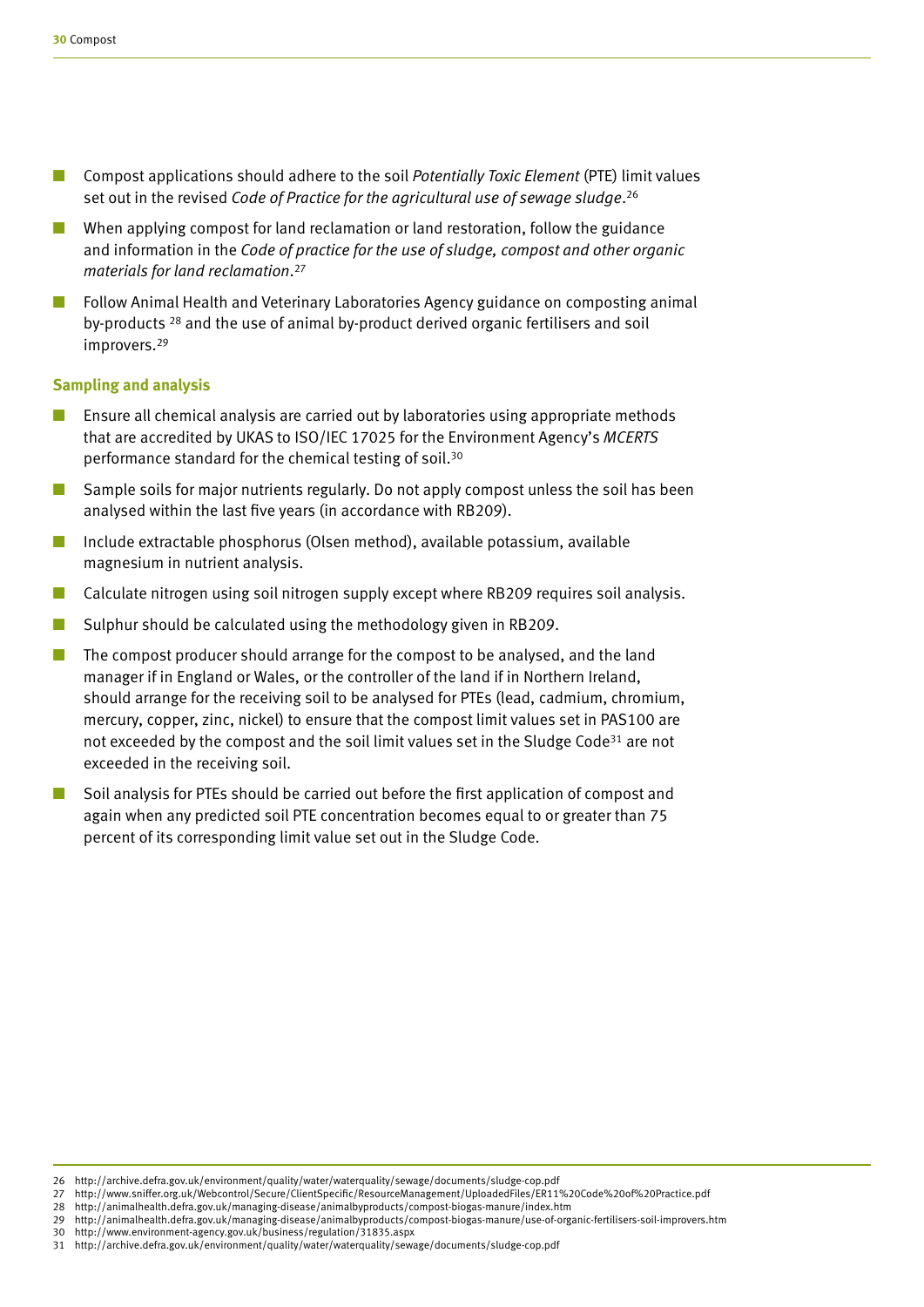- Compost applications should adhere to the soil *Potentially Toxic Element* (PTE) limit values set out in the revised *Code of Practice for the agricultural use of sewage sludge*.[26]
- When applying compost for land reclamation or land restoration, follow the guidance and information in the *Code of practice for the use of sludge, compost and other organic materials for land reclamation*.[27]
- Follow Animal Health and Veterinary Laboratories Agency guidance on composting animal by-products [28] and the use of animal by-product derived organic fertilisers and soil improvers.[29]

### Sampling and analysis

- Ensure all chemical analysis are carried out by laboratories using appropriate methods that are accredited by UKAS to ISO/IEC 17025 for the Environment Agency's *MCERTS* performance standard for the chemical testing of soil.[30]
- Sample soils for major nutrients regularly. Do not apply compost unless the soil has been analysed within the last five years (in accordance with RB209).
- Include extractable phosphorus (Olsen method), available potassium, available magnesium in nutrient analysis.
- Calculate nitrogen using soil nitrogen supply except where RB209 requires soil analysis.
- Sulphur should be calculated using the methodology given in RB209.
- The compost producer should arrange for the compost to be analysed, and the land manager if in England or Wales, or the controller of the land if in Northern Ireland, should arrange for the receiving soil to be analysed for PTEs (lead, cadmium, chromium, mercury, copper, zinc, nickel) to ensure that the compost limit values set in PAS100 are not exceeded by the compost and the soil limit values set in the Sludge Code[31] are not exceeded in the receiving soil.
- Soil analysis for PTEs should be carried out before the first application of compost and again when any predicted soil PTE concentration becomes equal to or greater than 75 percent of its corresponding limit value set out in the Sludge Code.

---

26 http://archive.defra.gov.uk/environment/quality/water/waterquality/sewage/documents/sludge-cop.pdf
27 http://www.sniffer.org.uk/Webcontrol/Secure/ClientSpecific/ResourceManagement/UploadedFiles/ER11%20Code%20of%20Practice.pdf
28 http://animalhealth.defra.gov.uk/managing-disease/animalbyproducts/compost-biogas-manure/index.htm
29 http://animalhealth.defra.gov.uk/managing-disease/animalbyproducts/compost-biogas-manure/use-of-organic-fertilisers-soil-improvers.htm
30 http://www.environment-agency.gov.uk/business/regulation/31835.aspx
31 http://archive.defra.gov.uk/environment/quality/water/waterquality/sewage/documents/sludge-cop.pdf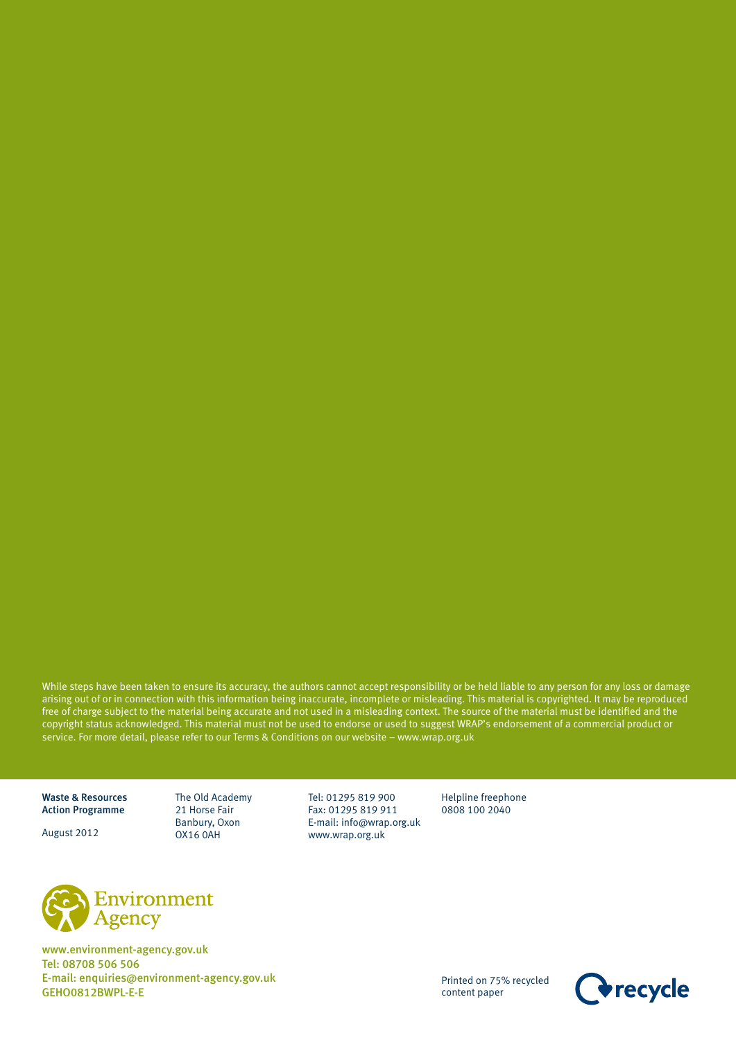While steps have been taken to ensure its accuracy, the authors cannot accept responsibility or be held liable to any person for any loss or damage arising out of or in connection with this information being inaccurate, incomplete or misleading. This material is copyrighted. It may be reproduced free of charge subject to the material being accurate and not used in a misleading context. The source of the material must be identified and the copyright status acknowledged. This material must not be used to endorse or used to suggest WRAP's endorsement of a commercial product or service. For more detail, please refer to our Terms & Conditions on our website – www.wrap.org.uk

**Waste & Resources Action Programme**

August 2012

The Old Academy
21 Horse Fair
Banbury, Oxon
OX16 0AH

Tel: 01295 819 900
Fax: 01295 819 911
E-mail: info@wrap.org.uk
www.wrap.org.uk

Helpline freephone
0808 100 2040

Environment Agency

www.environment-agency.gov.uk
Tel: 08708 506 506
E-mail: enquiries@environment-agency.gov.uk
GEHO0812BWPL-E-E

Printed on 75% recycled content paper

recycle